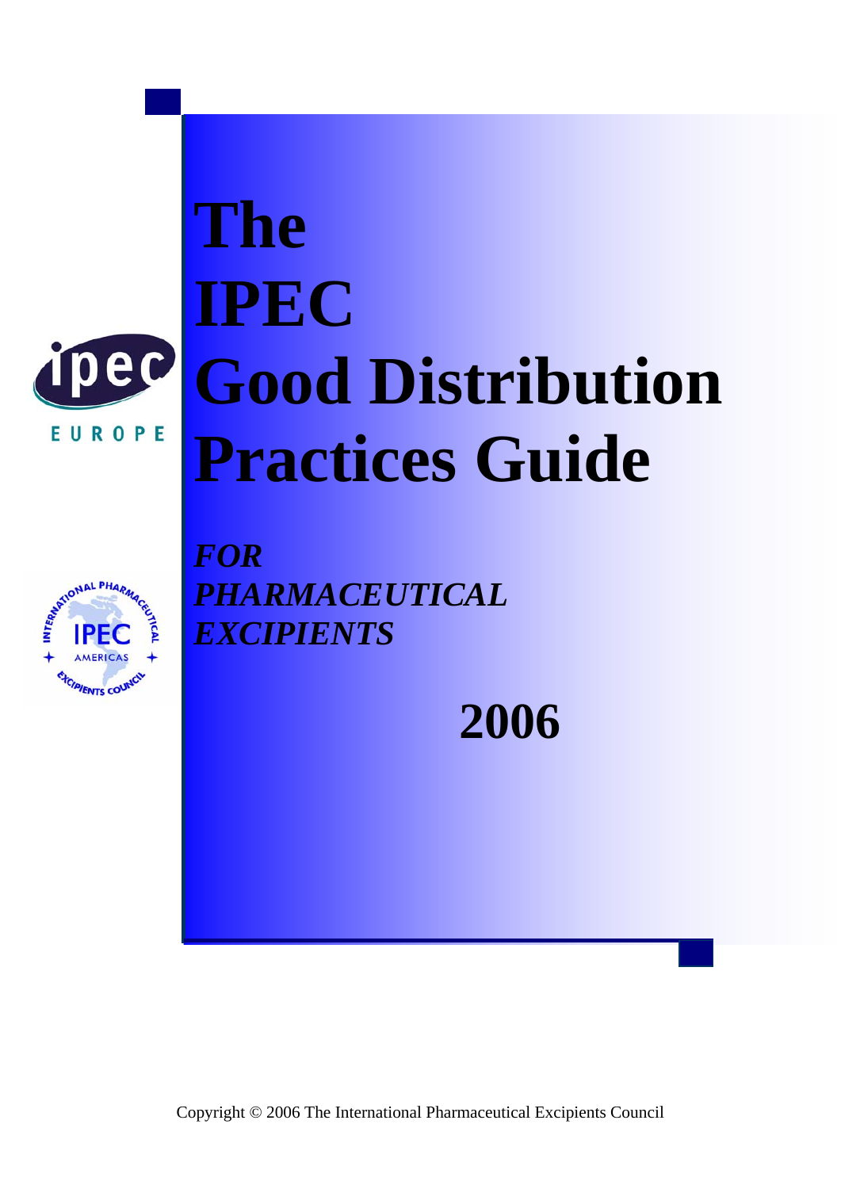# The IPEC Good Distribution Practices Guide

***FOR PHARMACEUTICAL EXCIPIENTS***

**2006**

Copyright © 2006 The International Pharmaceutical Excipients Council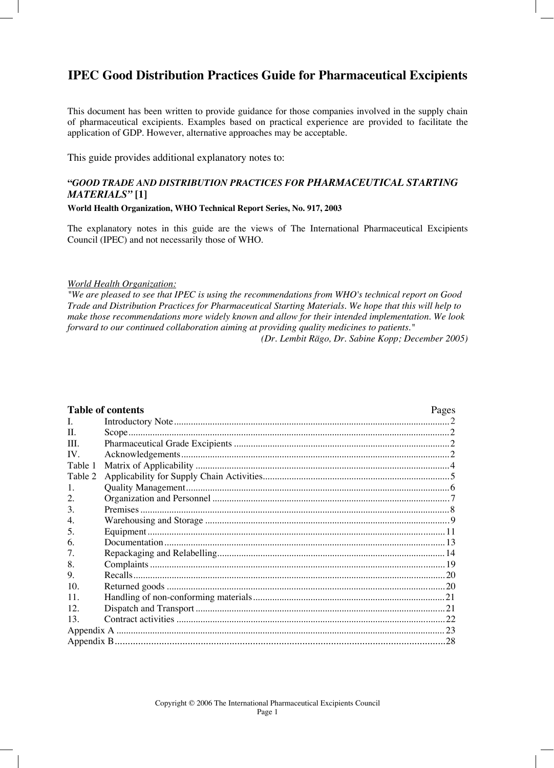# IPEC Good Distribution Practices Guide for Pharmaceutical Excipients

This document has been written to provide guidance for those companies involved in the supply chain of pharmaceutical excipients. Examples based on practical experience are provided to facilitate the application of GDP. However, alternative approaches may be acceptable.

This guide provides additional explanatory notes to:

**"*GOOD TRADE AND DISTRIBUTION PRACTICES FOR PHARMACEUTICAL STARTING MATERIALS*" [1]**

**World Health Organization, WHO Technical Report Series, No. 917, 2003**

The explanatory notes in this guide are the views of The International Pharmaceutical Excipients Council (IPEC) and not necessarily those of WHO.

*World Health Organization:*

*"We are pleased to see that IPEC is using the recommendations from WHO's technical report on Good Trade and Distribution Practices for Pharmaceutical Starting Materials. We hope that this will help to make those recommendations more widely known and allow for their intended implementation. We look forward to our continued collaboration aiming at providing quality medicines to patients."*

*(Dr. Lembit Rägo, Dr. Sabine Kopp; December 2005)*

**Table of contents**

| | | Pages |
|---|---|---|
| I. | Introductory Note | 2 |
| II. | Scope | 2 |
| III. | Pharmaceutical Grade Excipients | 2 |
| IV. | Acknowledgements | 2 |
| Table 1 | Matrix of Applicability | 4 |
| Table 2 | Applicability for Supply Chain Activities | 5 |
| 1. | Quality Management | 6 |
| 2. | Organization and Personnel | 7 |
| 3. | Premises | 8 |
| 4. | Warehousing and Storage | 9 |
| 5. | Equipment | 11 |
| 6. | Documentation | 13 |
| 7. | Repackaging and Relabelling | 14 |
| 8. | Complaints | 19 |
| 9. | Recalls | 20 |
| 10. | Returned goods | 20 |
| 11. | Handling of non-conforming materials | 21 |
| 12. | Dispatch and Transport | 21 |
| 13. | Contract activities | 22 |
| Appendix A | | 23 |
| Appendix B | | 28 |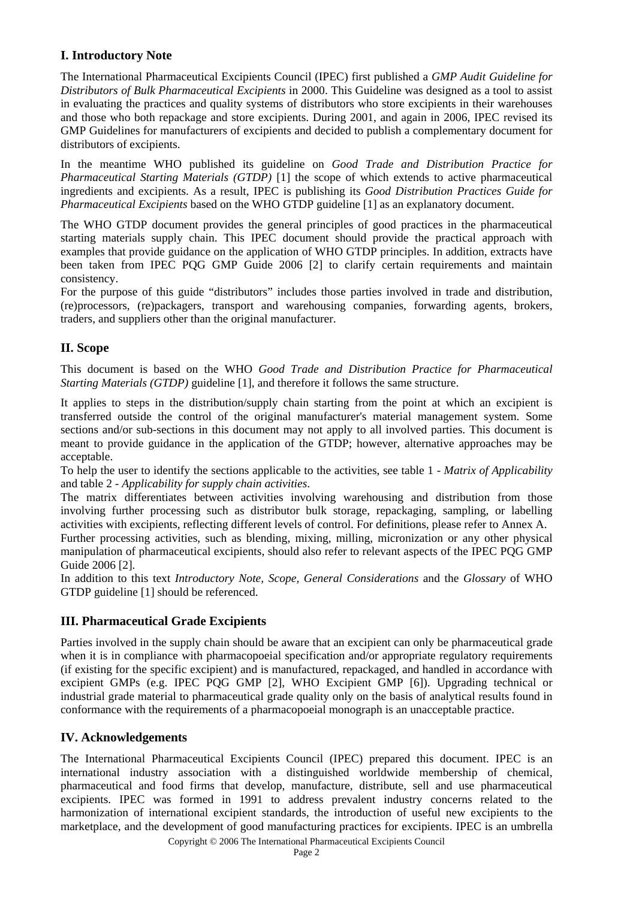## I. Introductory Note

The International Pharmaceutical Excipients Council (IPEC) first published a *GMP Audit Guideline for Distributors of Bulk Pharmaceutical Excipients* in 2000. This Guideline was designed as a tool to assist in evaluating the practices and quality systems of distributors who store excipients in their warehouses and those who both repackage and store excipients. During 2001, and again in 2006, IPEC revised its GMP Guidelines for manufacturers of excipients and decided to publish a complementary document for distributors of excipients.

In the meantime WHO published its guideline on *Good Trade and Distribution Practice for Pharmaceutical Starting Materials (GTDP)* [1] the scope of which extends to active pharmaceutical ingredients and excipients. As a result, IPEC is publishing its *Good Distribution Practices Guide for Pharmaceutical Excipients* based on the WHO GTDP guideline [1] as an explanatory document.

The WHO GTDP document provides the general principles of good practices in the pharmaceutical starting materials supply chain. This IPEC document should provide the practical approach with examples that provide guidance on the application of WHO GTDP principles. In addition, extracts have been taken from IPEC PQG GMP Guide 2006 [2] to clarify certain requirements and maintain consistency.

For the purpose of this guide "distributors" includes those parties involved in trade and distribution, (re)processors, (re)packagers, transport and warehousing companies, forwarding agents, brokers, traders, and suppliers other than the original manufacturer.

## II. Scope

This document is based on the WHO *Good Trade and Distribution Practice for Pharmaceutical Starting Materials (GTDP)* guideline [1], and therefore it follows the same structure.

It applies to steps in the distribution/supply chain starting from the point at which an excipient is transferred outside the control of the original manufacturer's material management system. Some sections and/or sub-sections in this document may not apply to all involved parties. This document is meant to provide guidance in the application of the GTDP; however, alternative approaches may be acceptable.

To help the user to identify the sections applicable to the activities, see table 1 - *Matrix of Applicability* and table 2 - *Applicability for supply chain activities*.

The matrix differentiates between activities involving warehousing and distribution from those involving further processing such as distributor bulk storage, repackaging, sampling, or labelling activities with excipients, reflecting different levels of control. For definitions, please refer to Annex A.

Further processing activities, such as blending, mixing, milling, micronization or any other physical manipulation of pharmaceutical excipients, should also refer to relevant aspects of the IPEC PQG GMP Guide 2006 [2].

In addition to this text *Introductory Note, Scope, General Considerations* and the *Glossary* of WHO GTDP guideline [1] should be referenced.

## III. Pharmaceutical Grade Excipients

Parties involved in the supply chain should be aware that an excipient can only be pharmaceutical grade when it is in compliance with pharmacopoeial specification and/or appropriate regulatory requirements (if existing for the specific excipient) and is manufactured, repackaged, and handled in accordance with excipient GMPs (e.g. IPEC PQG GMP [2], WHO Excipient GMP [6]). Upgrading technical or industrial grade material to pharmaceutical grade quality only on the basis of analytical results found in conformance with the requirements of a pharmacopoeial monograph is an unacceptable practice.

## IV. Acknowledgements

The International Pharmaceutical Excipients Council (IPEC) prepared this document. IPEC is an international industry association with a distinguished worldwide membership of chemical, pharmaceutical and food firms that develop, manufacture, distribute, sell and use pharmaceutical excipients. IPEC was formed in 1991 to address prevalent industry concerns related to the harmonization of international excipient standards, the introduction of useful new excipients to the marketplace, and the development of good manufacturing practices for excipients. IPEC is an umbrella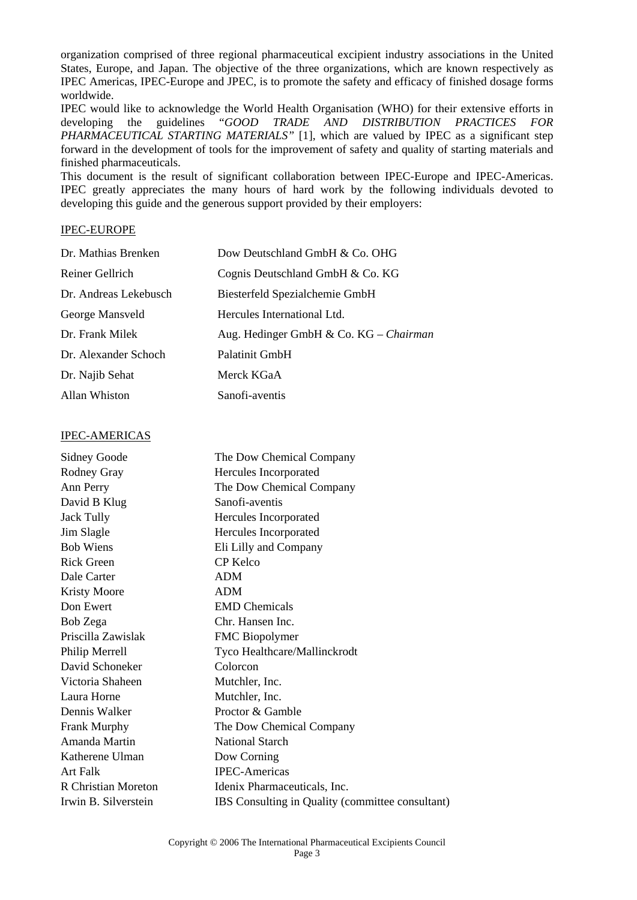organization comprised of three regional pharmaceutical excipient industry associations in the United States, Europe, and Japan. The objective of the three organizations, which are known respectively as IPEC Americas, IPEC-Europe and JPEC, is to promote the safety and efficacy of finished dosage forms worldwide.

IPEC would like to acknowledge the World Health Organisation (WHO) for their extensive efforts in developing the guidelines *"GOOD TRADE AND DISTRIBUTION PRACTICES FOR PHARMACEUTICAL STARTING MATERIALS"* [1], which are valued by IPEC as a significant step forward in the development of tools for the improvement of safety and quality of starting materials and finished pharmaceuticals.

This document is the result of significant collaboration between IPEC-Europe and IPEC-Americas. IPEC greatly appreciates the many hours of hard work by the following individuals devoted to developing this guide and the generous support provided by their employers:

IPEC-EUROPE

| | |
|---|---|
| Dr. Mathias Brenken | Dow Deutschland GmbH & Co. OHG |
| Reiner Gellrich | Cognis Deutschland GmbH & Co. KG |
| Dr. Andreas Lekebusch | Biesterfeld Spezialchemie GmbH |
| George Mansveld | Hercules International Ltd. |
| Dr. Frank Milek | Aug. Hedinger GmbH & Co. KG – *Chairman* |
| Dr. Alexander Schoch | Palatinit GmbH |
| Dr. Najib Sehat | Merck KGaA |
| Allan Whiston | Sanofi-aventis |

IPEC-AMERICAS

| | |
|---|---|
| Sidney Goode | The Dow Chemical Company |
| Rodney Gray | Hercules Incorporated |
| Ann Perry | The Dow Chemical Company |
| David B Klug | Sanofi-aventis |
| Jack Tully | Hercules Incorporated |
| Jim Slagle | Hercules Incorporated |
| Bob Wiens | Eli Lilly and Company |
| Rick Green | CP Kelco |
| Dale Carter | ADM |
| Kristy Moore | ADM |
| Don Ewert | EMD Chemicals |
| Bob Zega | Chr. Hansen Inc. |
| Priscilla Zawislak | FMC Biopolymer |
| Philip Merrell | Tyco Healthcare/Mallinckrodt |
| David Schoneker | Colorcon |
| Victoria Shaheen | Mutchler, Inc. |
| Laura Horne | Mutchler, Inc. |
| Dennis Walker | Proctor & Gamble |
| Frank Murphy | The Dow Chemical Company |
| Amanda Martin | National Starch |
| Katherene Ulman | Dow Corning |
| Art Falk | IPEC-Americas |
| R Christian Moreton | Idenix Pharmaceuticals, Inc. |
| Irwin B. Silverstein | IBS Consulting in Quality (committee consultant) |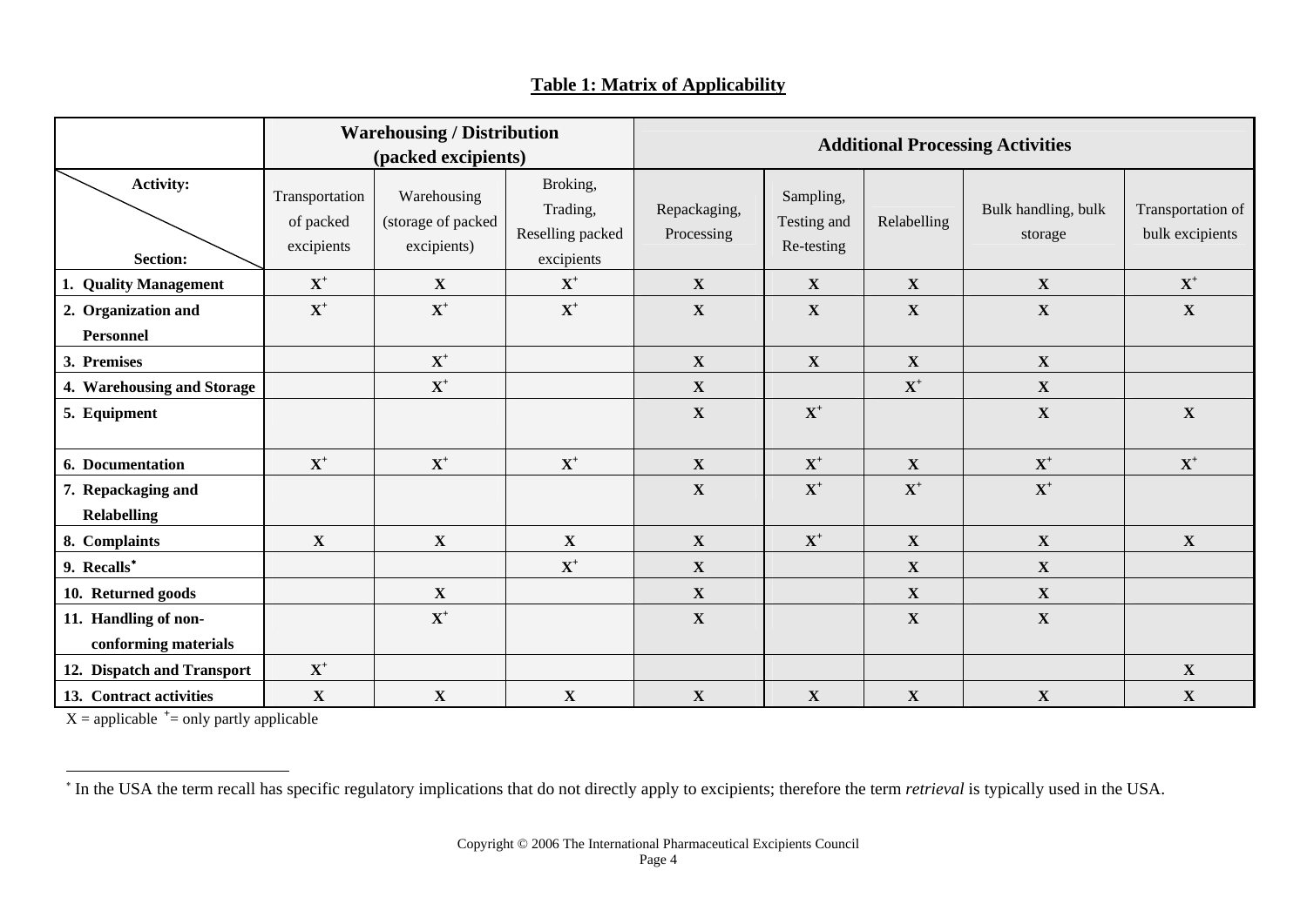## Table 1: Matrix of Applicability

| | Warehousing / Distribution (packed excipients) | | | Additional Processing Activities | | | | |
|---|---|---|---|---|---|---|---|---|
| **Activity:** / **Section:** | Transportation of packed excipients | Warehousing (storage of packed excipients) | Broking, Trading, Reselling packed excipients | Repackaging, Processing | Sampling, Testing and Re-testing | Relabelling | Bulk handling, bulk storage | Transportation of bulk excipients |
| **1. Quality Management** | **X**+ | **X** | **X**+ | **X** | **X** | **X** | **X** | **X**+ |
| **2. Organization and Personnel** | **X**+ | **X**+ | **X**+ | **X** | **X** | **X** | **X** | **X** |
| **3. Premises** | | **X**+ | | **X** | **X** | **X** | **X** | |
| **4. Warehousing and Storage** | | **X**+ | | **X** | | **X**+ | **X** | |
| **5. Equipment** | | | | **X** | **X**+ | | **X** | **X** |
| **6. Documentation** | **X**+ | **X**+ | **X**+ | **X** | **X**+ | **X** | **X**+ | **X**+ |
| **7. Repackaging and Relabelling** | | | | **X** | **X**+ | **X**+ | **X**+ | |
| **8. Complaints** | **X** | **X** | **X** | **X** | **X**+ | **X** | **X** | **X** |
| **9. Recalls*** | | | **X**+ | **X** | | **X** | **X** | |
| **10. Returned goods** | | **X** | | **X** | | **X** | **X** | |
| **11. Handling of non-conforming materials** | | **X**+ | | **X** | | **X** | **X** | |
| **12. Dispatch and Transport** | **X**+ | | | | | | | **X** |
| **13. Contract activities** | **X** | **X** | **X** | **X** | **X** | **X** | **X** | **X** |

X = applicable + = only partly applicable

* In the USA the term recall has specific regulatory implications that do not directly apply to excipients; therefore the term *retrieval* is typically used in the USA.

Copyright © 2006 The International Pharmaceutical Excipients Council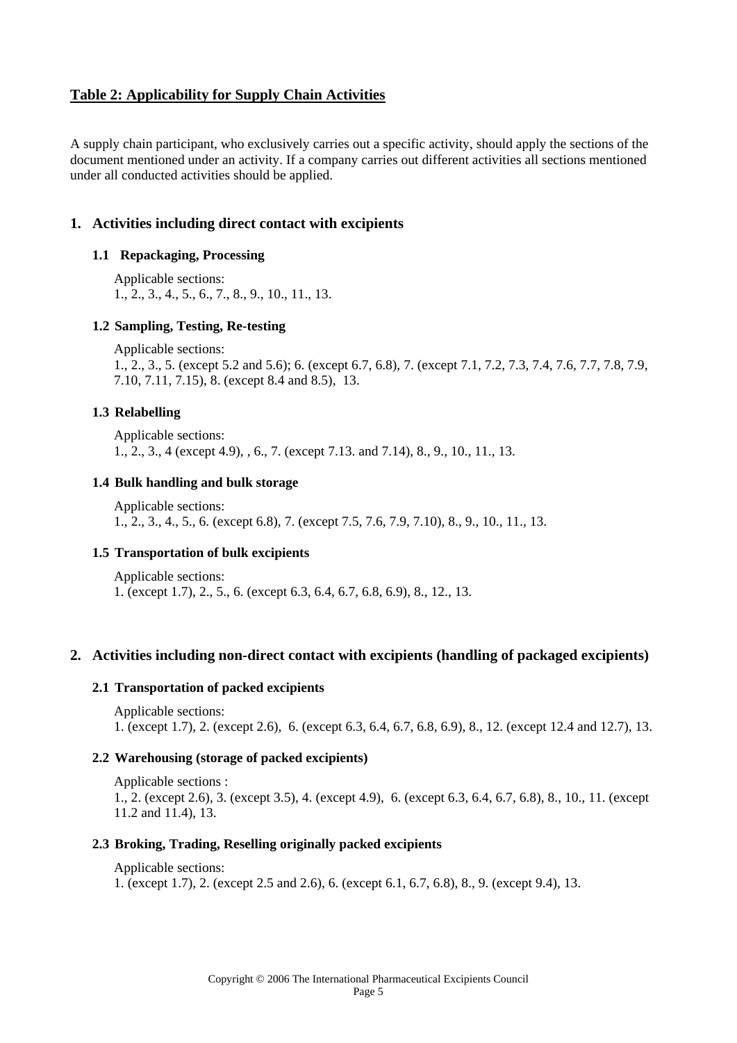## Table 2: Applicability for Supply Chain Activities

A supply chain participant, who exclusively carries out a specific activity, should apply the sections of the document mentioned under an activity. If a company carries out different activities all sections mentioned under all conducted activities should be applied.

### 1. Activities including direct contact with excipients

#### 1.1 Repackaging, Processing

Applicable sections:
1., 2., 3., 4., 5., 6., 7., 8., 9., 10., 11., 13.

#### 1.2 Sampling, Testing, Re-testing

Applicable sections:
1., 2., 3., 5. (except 5.2 and 5.6); 6. (except 6.7, 6.8), 7. (except 7.1, 7.2, 7.3, 7.4, 7.6, 7.7, 7.8, 7.9, 7.10, 7.11, 7.15), 8. (except 8.4 and 8.5), 13.

#### 1.3 Relabelling

Applicable sections:
1., 2., 3., 4 (except 4.9), , 6., 7. (except 7.13. and 7.14), 8., 9., 10., 11., 13.

#### 1.4 Bulk handling and bulk storage

Applicable sections:
1., 2., 3., 4., 5., 6. (except 6.8), 7. (except 7.5, 7.6, 7.9, 7.10), 8., 9., 10., 11., 13.

#### 1.5 Transportation of bulk excipients

Applicable sections:
1. (except 1.7), 2., 5., 6. (except 6.3, 6.4, 6.7, 6.8, 6.9), 8., 12., 13.

### 2. Activities including non-direct contact with excipients (handling of packaged excipients)

#### 2.1 Transportation of packed excipients

Applicable sections:
1. (except 1.7), 2. (except 2.6), 6. (except 6.3, 6.4, 6.7, 6.8, 6.9), 8., 12. (except 12.4 and 12.7), 13.

#### 2.2 Warehousing (storage of packed excipients)

Applicable sections :
1., 2. (except 2.6), 3. (except 3.5), 4. (except 4.9), 6. (except 6.3, 6.4, 6.7, 6.8), 8., 10., 11. (except 11.2 and 11.4), 13.

#### 2.3 Broking, Trading, Reselling originally packed excipients

Applicable sections:
1. (except 1.7), 2. (except 2.5 and 2.6), 6. (except 6.1, 6.7, 6.8), 8., 9. (except 9.4), 13.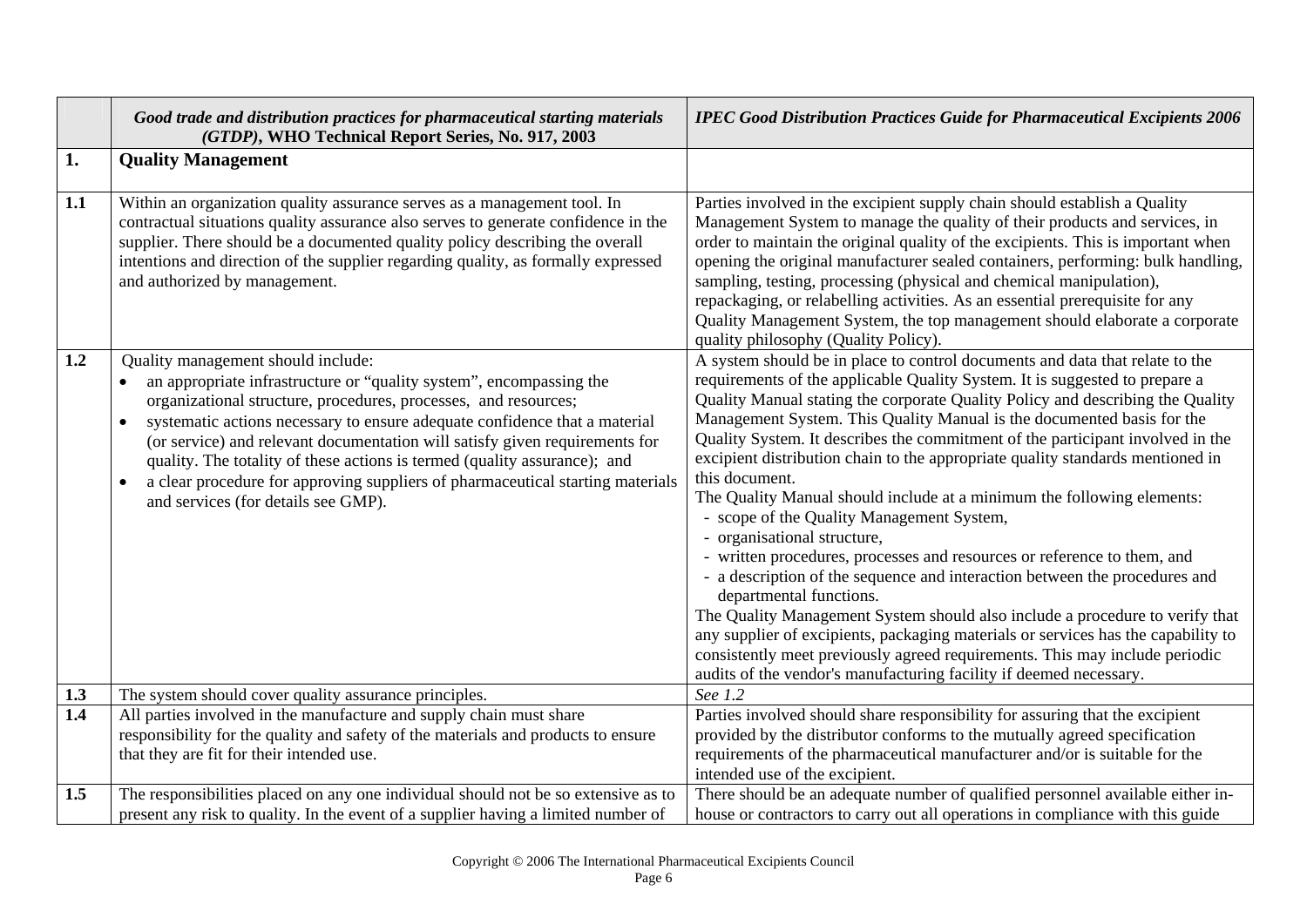| | *Good trade and distribution practices for pharmaceutical starting materials (GTDP)*, **WHO Technical Report Series, No. 917, 2003** | ***IPEC Good Distribution Practices Guide for Pharmaceutical Excipients 2006*** |
|---|---|---|
| **1.** | **Quality Management** | |
| **1.1** | Within an organization quality assurance serves as a management tool. In contractual situations quality assurance also serves to generate confidence in the supplier. There should be a documented quality policy describing the overall intentions and direction of the supplier regarding quality, as formally expressed and authorized by management. | Parties involved in the excipient supply chain should establish a Quality Management System to manage the quality of their products and services, in order to maintain the original quality of the excipients. This is important when opening the original manufacturer sealed containers, performing: bulk handling, sampling, testing, processing (physical and chemical manipulation), repackaging, or relabelling activities. As an essential prerequisite for any Quality Management System, the top management should elaborate a corporate quality philosophy (Quality Policy). |
| **1.2** | Quality management should include:<br>• an appropriate infrastructure or "quality system", encompassing the organizational structure, procedures, processes, and resources;<br>• systematic actions necessary to ensure adequate confidence that a material (or service) and relevant documentation will satisfy given requirements for quality. The totality of these actions is termed (quality assurance); and<br>• a clear procedure for approving suppliers of pharmaceutical starting materials and services (for details see GMP). | A system should be in place to control documents and data that relate to the requirements of the applicable Quality System. It is suggested to prepare a Quality Manual stating the corporate Quality Policy and describing the Quality Management System. This Quality Manual is the documented basis for the Quality System. It describes the commitment of the participant involved in the excipient distribution chain to the appropriate quality standards mentioned in this document.<br>The Quality Manual should include at a minimum the following elements:<br>- scope of the Quality Management System,<br>- organisational structure,<br>- written procedures, processes and resources or reference to them, and<br>- a description of the sequence and interaction between the procedures and departmental functions.<br>The Quality Management System should also include a procedure to verify that any supplier of excipients, packaging materials or services has the capability to consistently meet previously agreed requirements. This may include periodic audits of the vendor's manufacturing facility if deemed necessary. |
| **1.3** | The system should cover quality assurance principles. | *See 1.2* |
| **1.4** | All parties involved in the manufacture and supply chain must share responsibility for the quality and safety of the materials and products to ensure that they are fit for their intended use. | Parties involved should share responsibility for assuring that the excipient provided by the distributor conforms to the mutually agreed specification requirements of the pharmaceutical manufacturer and/or is suitable for the intended use of the excipient. |
| **1.5** | The responsibilities placed on any one individual should not be so extensive as to present any risk to quality. In the event of a supplier having a limited number of | There should be an adequate number of qualified personnel available either in-house or contractors to carry out all operations in compliance with this guide |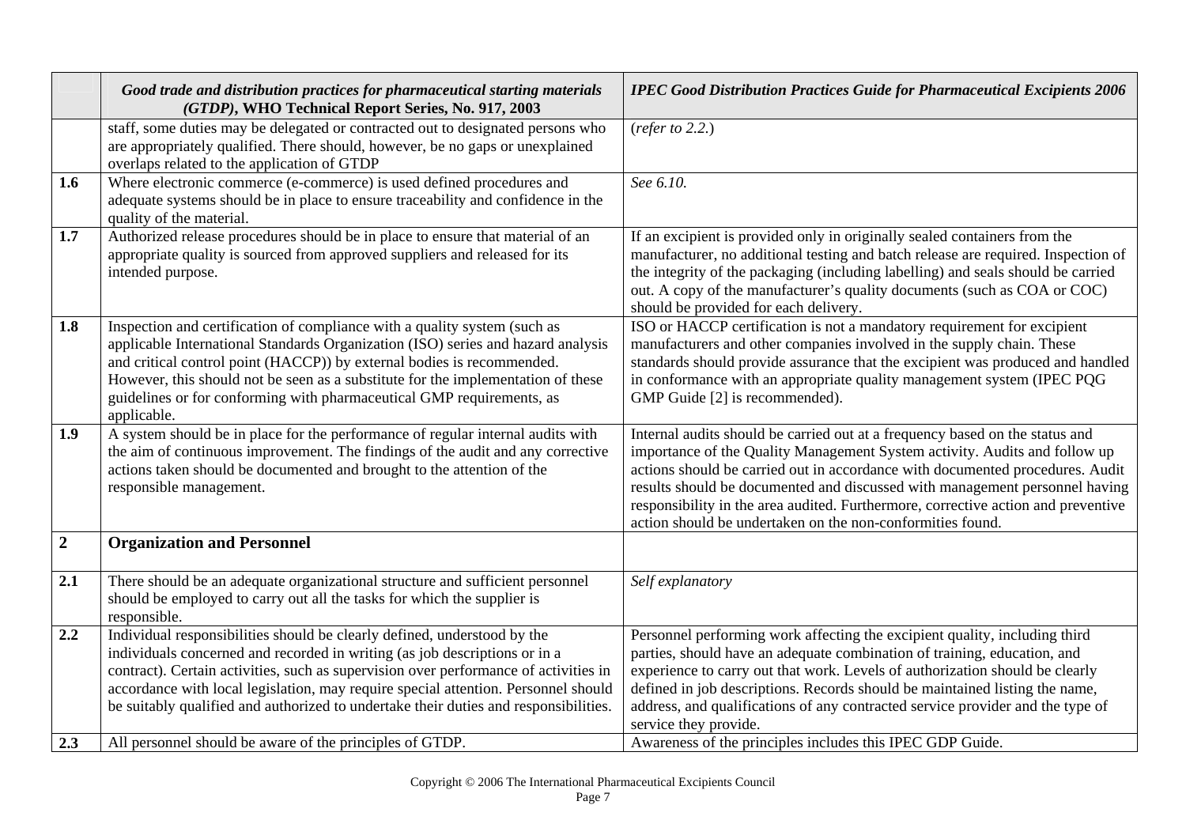| | *Good trade and distribution practices for pharmaceutical starting materials (GTDP)*, **WHO Technical Report Series, No. 917, 2003** | *IPEC Good Distribution Practices Guide for Pharmaceutical Excipients 2006* |
|---|---|---|
| | staff, some duties may be delegated or contracted out to designated persons who are appropriately qualified. There should, however, be no gaps or unexplained overlaps related to the application of GTDP | (*refer to 2.2.*) |
| **1.6** | Where electronic commerce (e-commerce) is used defined procedures and adequate systems should be in place to ensure traceability and confidence in the quality of the material. | *See 6.10.* |
| **1.7** | Authorized release procedures should be in place to ensure that material of an appropriate quality is sourced from approved suppliers and released for its intended purpose. | If an excipient is provided only in originally sealed containers from the manufacturer, no additional testing and batch release are required. Inspection of the integrity of the packaging (including labelling) and seals should be carried out. A copy of the manufacturer's quality documents (such as COA or COC) should be provided for each delivery. |
| **1.8** | Inspection and certification of compliance with a quality system (such as applicable International Standards Organization (ISO) series and hazard analysis and critical control point (HACCP)) by external bodies is recommended. However, this should not be seen as a substitute for the implementation of these guidelines or for conforming with pharmaceutical GMP requirements, as applicable. | ISO or HACCP certification is not a mandatory requirement for excipient manufacturers and other companies involved in the supply chain. These standards should provide assurance that the excipient was produced and handled in conformance with an appropriate quality management system (IPEC PQG GMP Guide [2] is recommended). |
| **1.9** | A system should be in place for the performance of regular internal audits with the aim of continuous improvement. The findings of the audit and any corrective actions taken should be documented and brought to the attention of the responsible management. | Internal audits should be carried out at a frequency based on the status and importance of the Quality Management System activity. Audits and follow up actions should be carried out in accordance with documented procedures. Audit results should be documented and discussed with management personnel having responsibility in the area audited. Furthermore, corrective action and preventive action should be undertaken on the non-conformities found. |
| **2** | **Organization and Personnel** | |
| **2.1** | There should be an adequate organizational structure and sufficient personnel should be employed to carry out all the tasks for which the supplier is responsible. | *Self explanatory* |
| **2.2** | Individual responsibilities should be clearly defined, understood by the individuals concerned and recorded in writing (as job descriptions or in a contract). Certain activities, such as supervision over performance of activities in accordance with local legislation, may require special attention. Personnel should be suitably qualified and authorized to undertake their duties and responsibilities. | Personnel performing work affecting the excipient quality, including third parties, should have an adequate combination of training, education, and experience to carry out that work. Levels of authorization should be clearly defined in job descriptions. Records should be maintained listing the name, address, and qualifications of any contracted service provider and the type of service they provide. |
| **2.3** | All personnel should be aware of the principles of GTDP. | Awareness of the principles includes this IPEC GDP Guide. |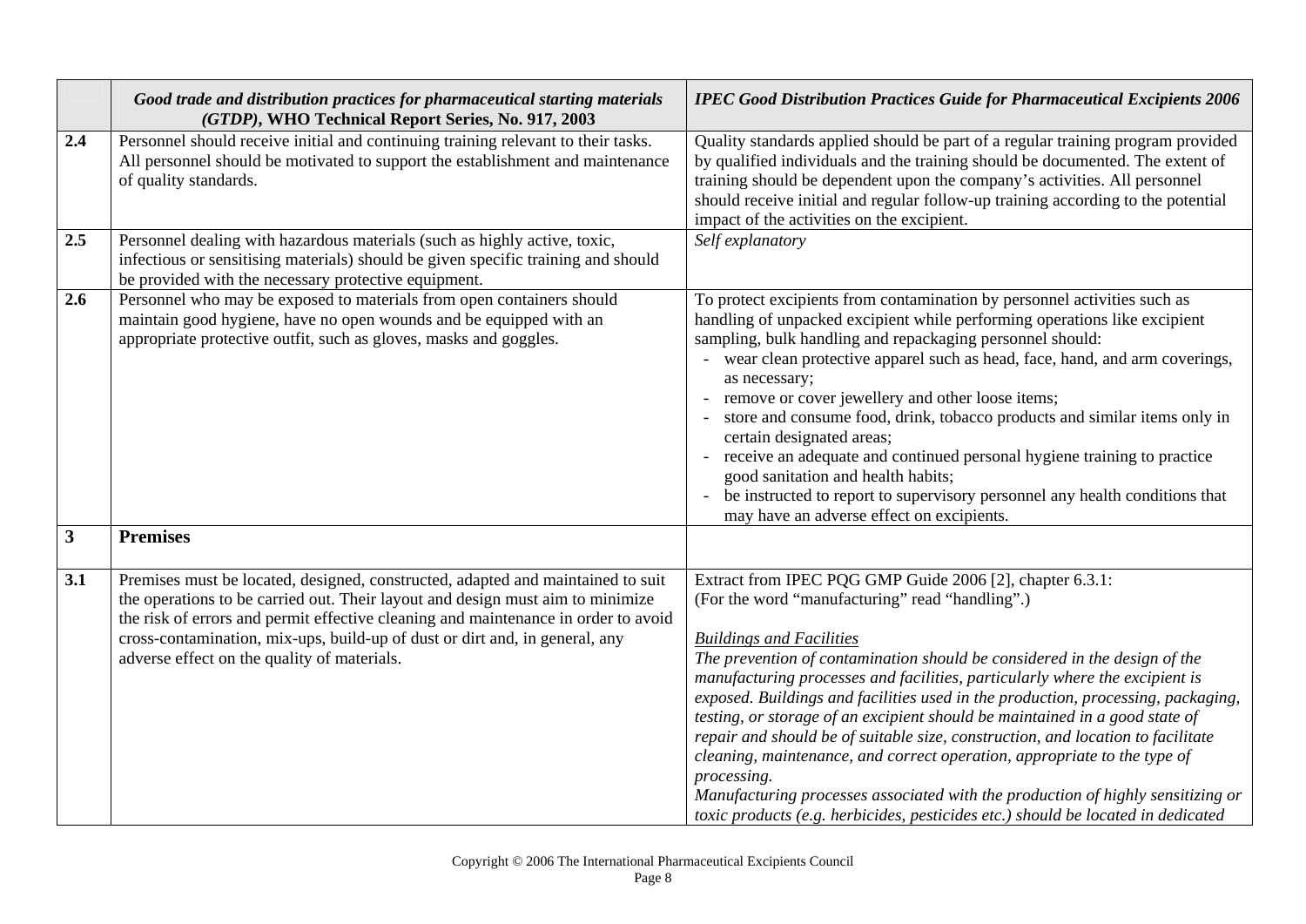| | *Good trade and distribution practices for pharmaceutical starting materials (GTDP)*, **WHO Technical Report Series, No. 917, 2003** | *IPEC Good Distribution Practices Guide for Pharmaceutical Excipients 2006* |
|---|---|---|
| **2.4** | Personnel should receive initial and continuing training relevant to their tasks. All personnel should be motivated to support the establishment and maintenance of quality standards. | Quality standards applied should be part of a regular training program provided by qualified individuals and the training should be documented. The extent of training should be dependent upon the company's activities. All personnel should receive initial and regular follow-up training according to the potential impact of the activities on the excipient. |
| **2.5** | Personnel dealing with hazardous materials (such as highly active, toxic, infectious or sensitising materials) should be given specific training and should be provided with the necessary protective equipment. | *Self explanatory* |
| **2.6** | Personnel who may be exposed to materials from open containers should maintain good hygiene, have no open wounds and be equipped with an appropriate protective outfit, such as gloves, masks and goggles. | To protect excipients from contamination by personnel activities such as handling of unpacked excipient while performing operations like excipient sampling, bulk handling and repackaging personnel should:<br>- wear clean protective apparel such as head, face, hand, and arm coverings, as necessary;<br>- remove or cover jewellery and other loose items;<br>- store and consume food, drink, tobacco products and similar items only in certain designated areas;<br>- receive an adequate and continued personal hygiene training to practice good sanitation and health habits;<br>- be instructed to report to supervisory personnel any health conditions that may have an adverse effect on excipients. |
| **3** | **Premises** | |
| **3.1** | Premises must be located, designed, constructed, adapted and maintained to suit the operations to be carried out. Their layout and design must aim to minimize the risk of errors and permit effective cleaning and maintenance in order to avoid cross-contamination, mix-ups, build-up of dust or dirt and, in general, any adverse effect on the quality of materials. | Extract from IPEC PQG GMP Guide 2006 [2], chapter 6.3.1:<br>(For the word "manufacturing" read "handling".)<br><br>*<u>Buildings and Facilities</u>*<br>*The prevention of contamination should be considered in the design of the manufacturing processes and facilities, particularly where the excipient is exposed. Buildings and facilities used in the production, processing, packaging, testing, or storage of an excipient should be maintained in a good state of repair and should be of suitable size, construction, and location to facilitate cleaning, maintenance, and correct operation, appropriate to the type of processing.*<br>*Manufacturing processes associated with the production of highly sensitizing or toxic products (e.g. herbicides, pesticides etc.) should be located in dedicated* |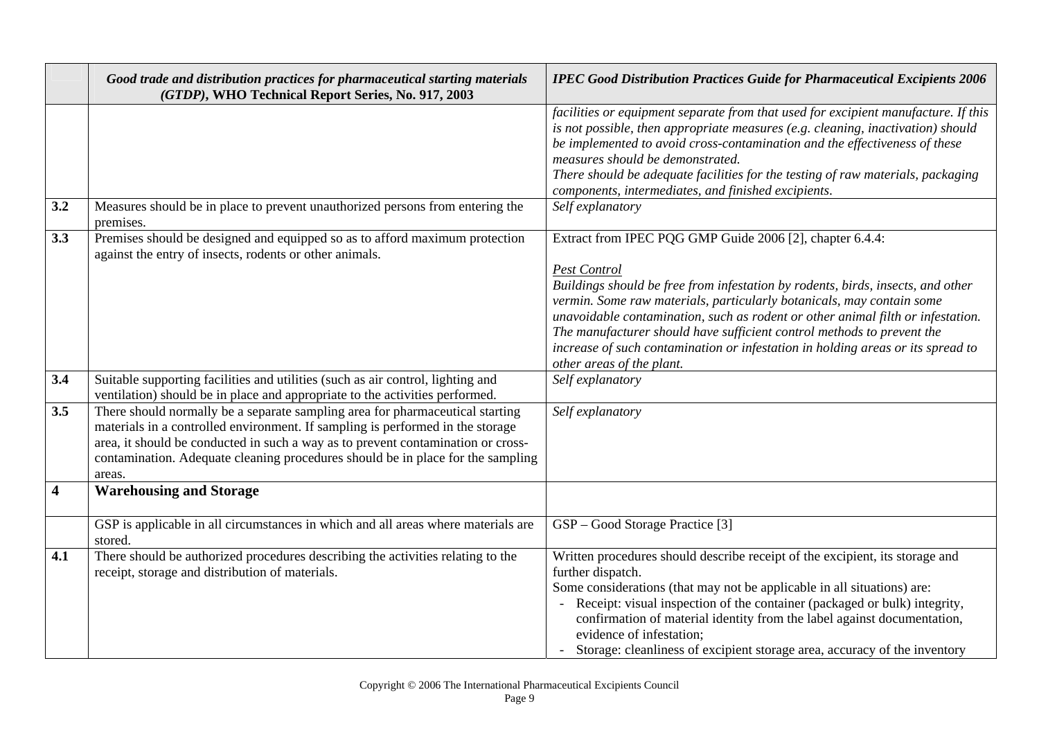| | *Good trade and distribution practices for pharmaceutical starting materials (GTDP)*, **WHO Technical Report Series, No. 917, 2003** | *IPEC Good Distribution Practices Guide for Pharmaceutical Excipients 2006* |
|---|---|---|
| | | *facilities or equipment separate from that used for excipient manufacture. If this is not possible, then appropriate measures (e.g. cleaning, inactivation) should be implemented to avoid cross-contamination and the effectiveness of these measures should be demonstrated.* <br> *There should be adequate facilities for the testing of raw materials, packaging components, intermediates, and finished excipients.* |
| **3.2** | Measures should be in place to prevent unauthorized persons from entering the premises. | *Self explanatory* |
| **3.3** | Premises should be designed and equipped so as to afford maximum protection against the entry of insects, rodents or other animals. | Extract from IPEC PQG GMP Guide 2006 [2], chapter 6.4.4: <br><br> *Pest Control* <br> *Buildings should be free from infestation by rodents, birds, insects, and other vermin. Some raw materials, particularly botanicals, may contain some unavoidable contamination, such as rodent or other animal filth or infestation. The manufacturer should have sufficient control methods to prevent the increase of such contamination or infestation in holding areas or its spread to other areas of the plant.* |
| **3.4** | Suitable supporting facilities and utilities (such as air control, lighting and ventilation) should be in place and appropriate to the activities performed. | *Self explanatory* |
| **3.5** | There should normally be a separate sampling area for pharmaceutical starting materials in a controlled environment. If sampling is performed in the storage area, it should be conducted in such a way as to prevent contamination or cross-contamination. Adequate cleaning procedures should be in place for the sampling areas. | *Self explanatory* |
| **4** | **Warehousing and Storage** | |
| | GSP is applicable in all circumstances in which and all areas where materials are stored. | GSP – Good Storage Practice [3] |
| **4.1** | There should be authorized procedures describing the activities relating to the receipt, storage and distribution of materials. | Written procedures should describe receipt of the excipient, its storage and further dispatch. <br> Some considerations (that may not be applicable in all situations) are: <br> - Receipt: visual inspection of the container (packaged or bulk) integrity, confirmation of material identity from the label against documentation, evidence of infestation; <br> - Storage: cleanliness of excipient storage area, accuracy of the inventory |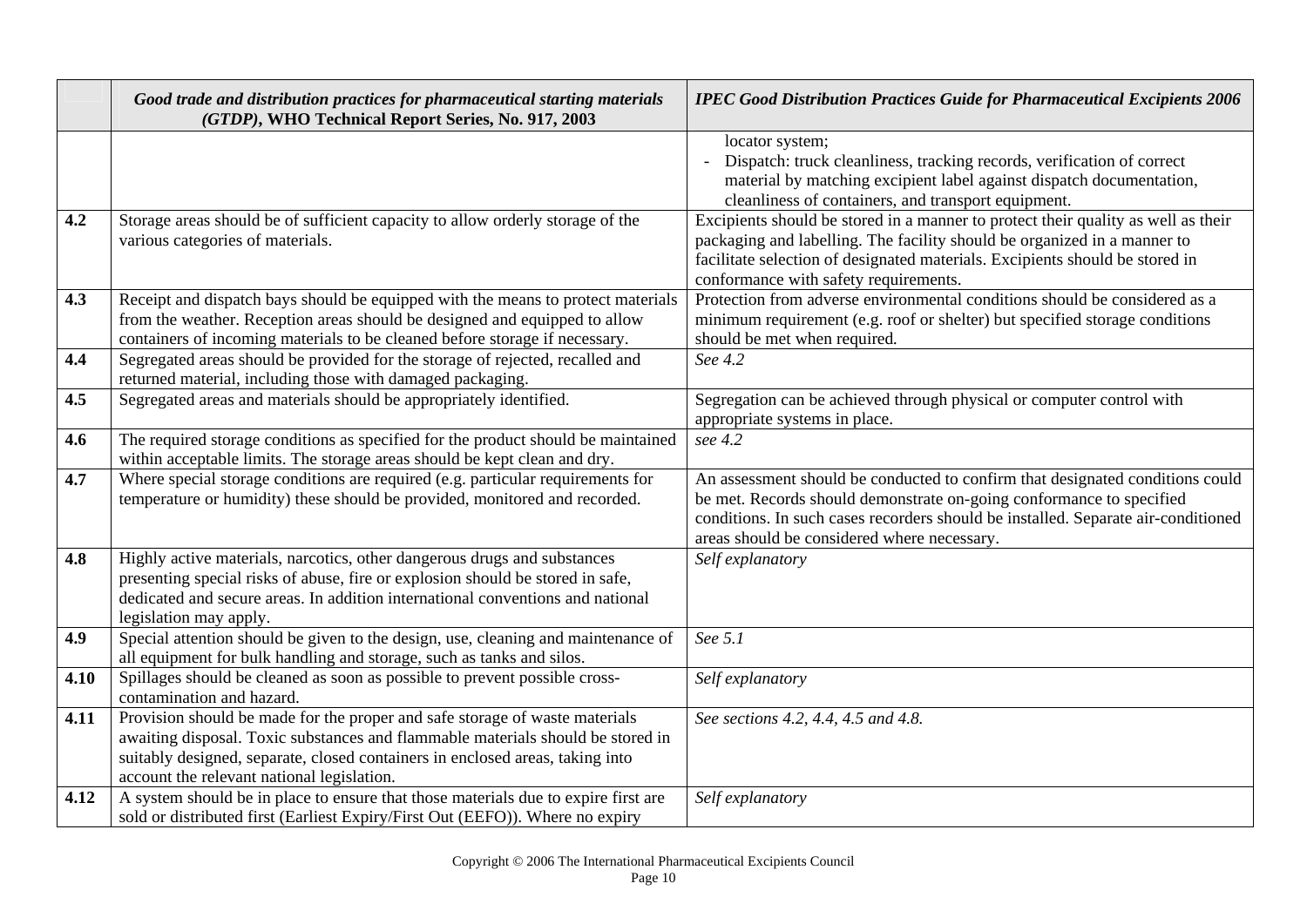| | Good trade and distribution practices for pharmaceutical starting materials (GTDP), WHO Technical Report Series, No. 917, 2003 | IPEC Good Distribution Practices Guide for Pharmaceutical Excipients 2006 |
|---|---|---|
| | | locator system;<br>- Dispatch: truck cleanliness, tracking records, verification of correct material by matching excipient label against dispatch documentation, cleanliness of containers, and transport equipment. |
| **4.2** | Storage areas should be of sufficient capacity to allow orderly storage of the various categories of materials. | Excipients should be stored in a manner to protect their quality as well as their packaging and labelling. The facility should be organized in a manner to facilitate selection of designated materials. Excipients should be stored in conformance with safety requirements. |
| **4.3** | Receipt and dispatch bays should be equipped with the means to protect materials from the weather. Reception areas should be designed and equipped to allow containers of incoming materials to be cleaned before storage if necessary. | Protection from adverse environmental conditions should be considered as a minimum requirement (e.g. roof or shelter) but specified storage conditions should be met when required. |
| **4.4** | Segregated areas should be provided for the storage of rejected, recalled and returned material, including those with damaged packaging. | *See 4.2* |
| **4.5** | Segregated areas and materials should be appropriately identified. | Segregation can be achieved through physical or computer control with appropriate systems in place. |
| **4.6** | The required storage conditions as specified for the product should be maintained within acceptable limits. The storage areas should be kept clean and dry. | *see 4.2* |
| **4.7** | Where special storage conditions are required (e.g. particular requirements for temperature or humidity) these should be provided, monitored and recorded. | An assessment should be conducted to confirm that designated conditions could be met. Records should demonstrate on-going conformance to specified conditions. In such cases recorders should be installed. Separate air-conditioned areas should be considered where necessary. |
| **4.8** | Highly active materials, narcotics, other dangerous drugs and substances presenting special risks of abuse, fire or explosion should be stored in safe, dedicated and secure areas. In addition international conventions and national legislation may apply. | *Self explanatory* |
| **4.9** | Special attention should be given to the design, use, cleaning and maintenance of all equipment for bulk handling and storage, such as tanks and silos. | *See 5.1* |
| **4.10** | Spillages should be cleaned as soon as possible to prevent possible cross-contamination and hazard. | *Self explanatory* |
| **4.11** | Provision should be made for the proper and safe storage of waste materials awaiting disposal. Toxic substances and flammable materials should be stored in suitably designed, separate, closed containers in enclosed areas, taking into account the relevant national legislation. | *See sections 4.2, 4.4, 4.5 and 4.8.* |
| **4.12** | A system should be in place to ensure that those materials due to expire first are sold or distributed first (Earliest Expiry/First Out (EEFO)). Where no expiry | *Self explanatory* |

Copyright © 2006 The International Pharmaceutical Excipients Council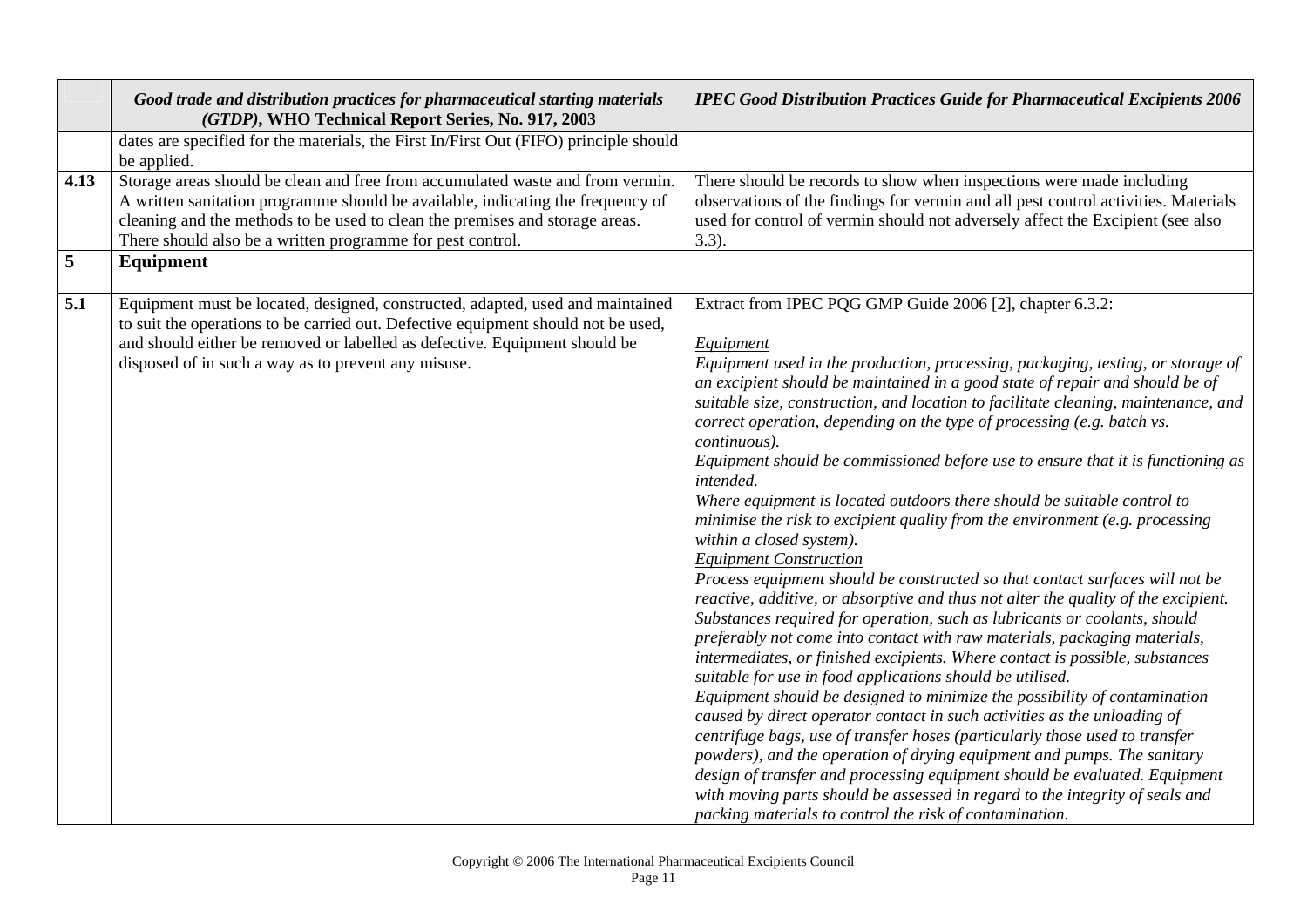| | *Good trade and distribution practices for pharmaceutical starting materials (GTDP)*, **WHO Technical Report Series, No. 917, 2003** | *IPEC Good Distribution Practices Guide for Pharmaceutical Excipients 2006* |
|---|---|---|
| | dates are specified for the materials, the First In/First Out (FIFO) principle should be applied. | |
| **4.13** | Storage areas should be clean and free from accumulated waste and from vermin. A written sanitation programme should be available, indicating the frequency of cleaning and the methods to be used to clean the premises and storage areas. There should also be a written programme for pest control. | There should be records to show when inspections were made including observations of the findings for vermin and all pest control activities. Materials used for control of vermin should not adversely affect the Excipient (see also 3.3). |
| **5** | **Equipment** | |
| **5.1** | Equipment must be located, designed, constructed, adapted, used and maintained to suit the operations to be carried out. Defective equipment should not be used, and should either be removed or labelled as defective. Equipment should be disposed of in such a way as to prevent any misuse. | Extract from IPEC PQG GMP Guide 2006 [2], chapter 6.3.2:<br><br>*Equipment*<br>*Equipment used in the production, processing, packaging, testing, or storage of an excipient should be maintained in a good state of repair and should be of suitable size, construction, and location to facilitate cleaning, maintenance, and correct operation, depending on the type of processing (e.g. batch vs. continuous).*<br>*Equipment should be commissioned before use to ensure that it is functioning as intended.*<br>*Where equipment is located outdoors there should be suitable control to minimise the risk to excipient quality from the environment (e.g. processing within a closed system).*<br>*Equipment Construction*<br>*Process equipment should be constructed so that contact surfaces will not be reactive, additive, or absorptive and thus not alter the quality of the excipient. Substances required for operation, such as lubricants or coolants, should preferably not come into contact with raw materials, packaging materials, intermediates, or finished excipients. Where contact is possible, substances suitable for use in food applications should be utilised.*<br>*Equipment should be designed to minimize the possibility of contamination caused by direct operator contact in such activities as the unloading of centrifuge bags, use of transfer hoses (particularly those used to transfer powders), and the operation of drying equipment and pumps. The sanitary design of transfer and processing equipment should be evaluated. Equipment with moving parts should be assessed in regard to the integrity of seals and packing materials to control the risk of contamination.* |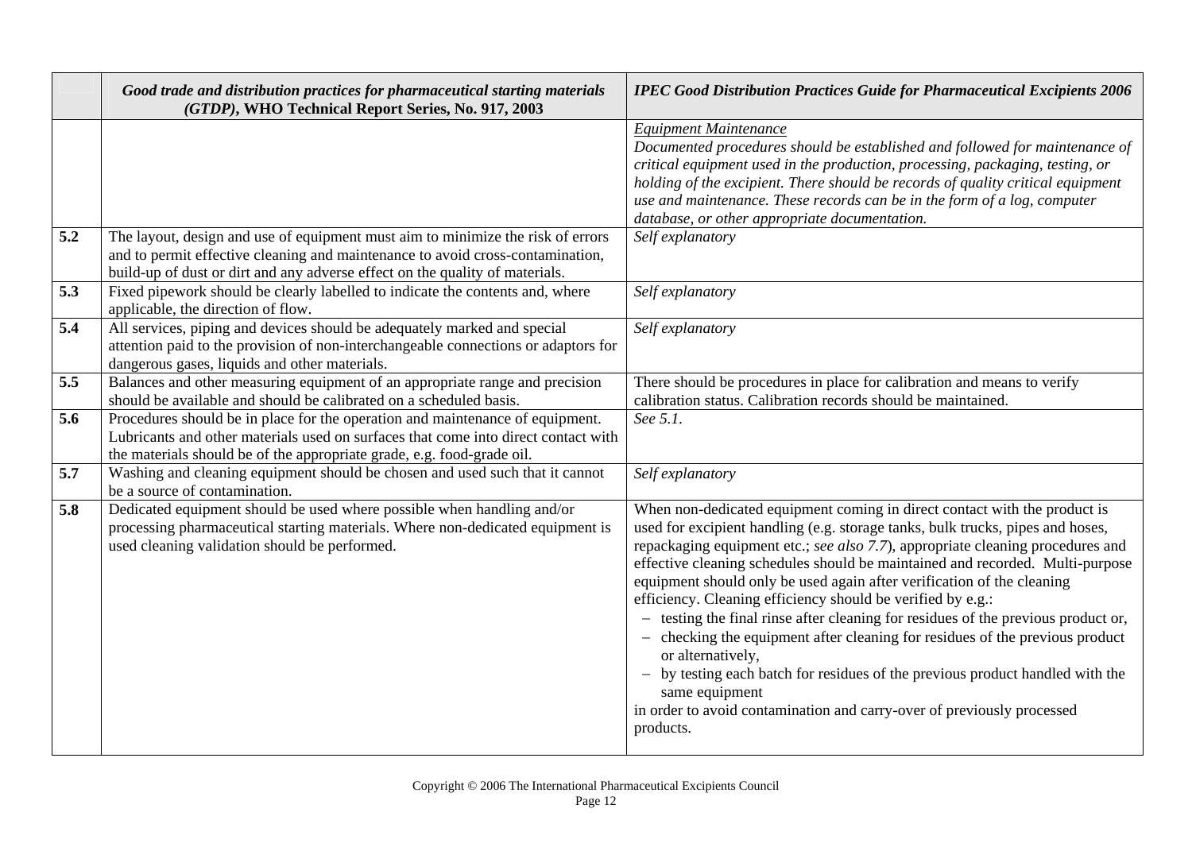| | *Good trade and distribution practices for pharmaceutical starting materials (GTDP)*, **WHO Technical Report Series, No. 917, 2003** | ***IPEC Good Distribution Practices Guide for Pharmaceutical Excipients 2006*** |
|---|---|---|
| | | *Equipment Maintenance*<br>*Documented procedures should be established and followed for maintenance of critical equipment used in the production, processing, packaging, testing, or holding of the excipient. There should be records of quality critical equipment use and maintenance. These records can be in the form of a log, computer database, or other appropriate documentation.* |
| **5.2** | The layout, design and use of equipment must aim to minimize the risk of errors and to permit effective cleaning and maintenance to avoid cross-contamination, build-up of dust or dirt and any adverse effect on the quality of materials. | *Self explanatory* |
| **5.3** | Fixed pipework should be clearly labelled to indicate the contents and, where applicable, the direction of flow. | *Self explanatory* |
| **5.4** | All services, piping and devices should be adequately marked and special attention paid to the provision of non-interchangeable connections or adaptors for dangerous gases, liquids and other materials. | *Self explanatory* |
| **5.5** | Balances and other measuring equipment of an appropriate range and precision should be available and should be calibrated on a scheduled basis. | There should be procedures in place for calibration and means to verify calibration status. Calibration records should be maintained. |
| **5.6** | Procedures should be in place for the operation and maintenance of equipment. Lubricants and other materials used on surfaces that come into direct contact with the materials should be of the appropriate grade, e.g. food-grade oil. | *See 5.1.* |
| **5.7** | Washing and cleaning equipment should be chosen and used such that it cannot be a source of contamination. | *Self explanatory* |
| **5.8** | Dedicated equipment should be used where possible when handling and/or processing pharmaceutical starting materials. Where non-dedicated equipment is used cleaning validation should be performed. | When non-dedicated equipment coming in direct contact with the product is used for excipient handling (e.g. storage tanks, bulk trucks, pipes and hoses, repackaging equipment etc.; *see also 7.7*), appropriate cleaning procedures and effective cleaning schedules should be maintained and recorded. Multi-purpose equipment should only be used again after verification of the cleaning efficiency. Cleaning efficiency should be verified by e.g.:<br>– testing the final rinse after cleaning for residues of the previous product or,<br>– checking the equipment after cleaning for residues of the previous product or alternatively,<br>– by testing each batch for residues of the previous product handled with the same equipment<br>in order to avoid contamination and carry-over of previously processed products. |

Copyright © 2006 The International Pharmaceutical Excipients Council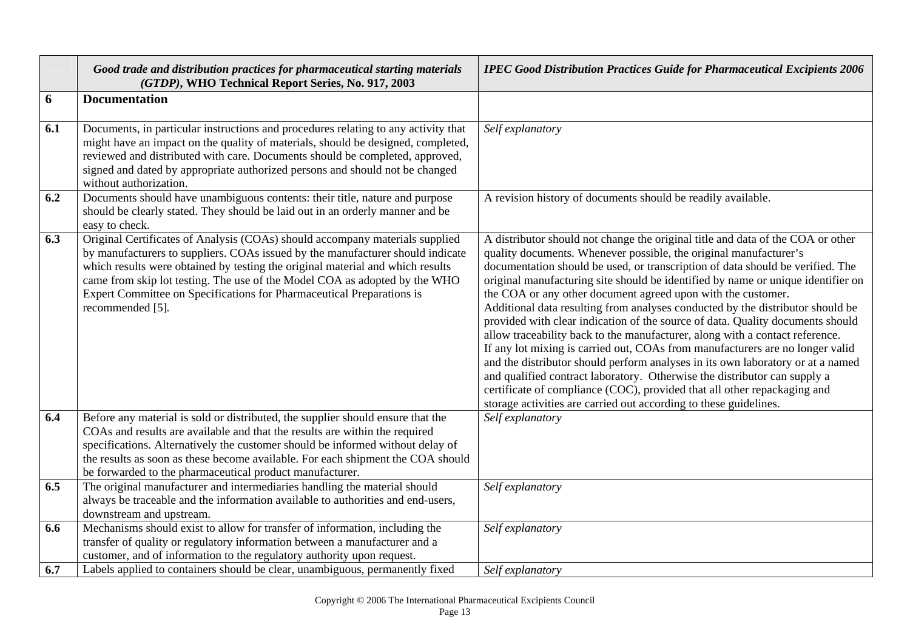| | *Good trade and distribution practices for pharmaceutical starting materials (GTDP)*, **WHO Technical Report Series, No. 917, 2003** | *IPEC Good Distribution Practices Guide for Pharmaceutical Excipients 2006* |
|---|---|---|
| **6** | **Documentation** | |
| **6.1** | Documents, in particular instructions and procedures relating to any activity that might have an impact on the quality of materials, should be designed, completed, reviewed and distributed with care. Documents should be completed, approved, signed and dated by appropriate authorized persons and should not be changed without authorization. | *Self explanatory* |
| **6.2** | Documents should have unambiguous contents: their title, nature and purpose should be clearly stated. They should be laid out in an orderly manner and be easy to check. | A revision history of documents should be readily available. |
| **6.3** | Original Certificates of Analysis (COAs) should accompany materials supplied by manufacturers to suppliers. COAs issued by the manufacturer should indicate which results were obtained by testing the original material and which results came from skip lot testing. The use of the Model COA as adopted by the WHO Expert Committee on Specifications for Pharmaceutical Preparations is recommended [5]. | A distributor should not change the original title and data of the COA or other quality documents. Whenever possible, the original manufacturer's documentation should be used, or transcription of data should be verified. The original manufacturing site should be identified by name or unique identifier on the COA or any other document agreed upon with the customer.<br>Additional data resulting from analyses conducted by the distributor should be provided with clear indication of the source of data. Quality documents should allow traceability back to the manufacturer, along with a contact reference.<br>If any lot mixing is carried out, COAs from manufacturers are no longer valid and the distributor should perform analyses in its own laboratory or at a named and qualified contract laboratory. Otherwise the distributor can supply a certificate of compliance (COC), provided that all other repackaging and storage activities are carried out according to these guidelines. |
| **6.4** | Before any material is sold or distributed, the supplier should ensure that the COAs and results are available and that the results are within the required specifications. Alternatively the customer should be informed without delay of the results as soon as these become available. For each shipment the COA should be forwarded to the pharmaceutical product manufacturer. | *Self explanatory* |
| **6.5** | The original manufacturer and intermediaries handling the material should always be traceable and the information available to authorities and end-users, downstream and upstream. | *Self explanatory* |
| **6.6** | Mechanisms should exist to allow for transfer of information, including the transfer of quality or regulatory information between a manufacturer and a customer, and of information to the regulatory authority upon request. | *Self explanatory* |
| **6.7** | Labels applied to containers should be clear, unambiguous, permanently fixed | *Self explanatory* |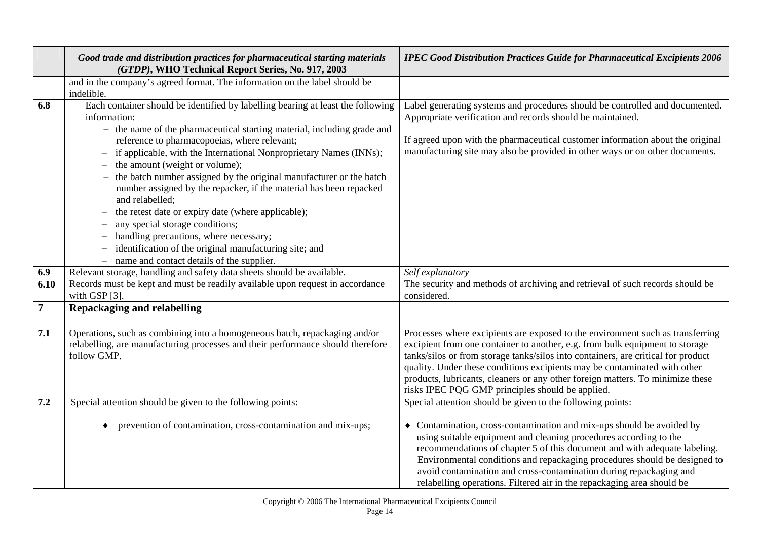| | *Good trade and distribution practices for pharmaceutical starting materials (GTDP)*, **WHO Technical Report Series, No. 917, 2003** | *IPEC Good Distribution Practices Guide for Pharmaceutical Excipients 2006* |
|---|---|---|
| | and in the company's agreed format. The information on the label should be indelible. | |
| **6.8** | Each container should be identified by labelling bearing at least the following information:<br>– the name of the pharmaceutical starting material, including grade and reference to pharmacopoeias, where relevant;<br>– if applicable, with the International Nonproprietary Names (INNs);<br>– the amount (weight or volume);<br>– the batch number assigned by the original manufacturer or the batch number assigned by the repacker, if the material has been repacked and relabelled;<br>– the retest date or expiry date (where applicable);<br>– any special storage conditions;<br>– handling precautions, where necessary;<br>– identification of the original manufacturing site; and<br>– name and contact details of the supplier. | Label generating systems and procedures should be controlled and documented. Appropriate verification and records should be maintained.<br><br>If agreed upon with the pharmaceutical customer information about the original manufacturing site may also be provided in other ways or on other documents. |
| **6.9** | Relevant storage, handling and safety data sheets should be available. | *Self explanatory* |
| **6.10** | Records must be kept and must be readily available upon request in accordance with GSP [3]. | The security and methods of archiving and retrieval of such records should be considered. |
| **7** | **Repackaging and relabelling** | |
| **7.1** | Operations, such as combining into a homogeneous batch, repackaging and/or relabelling, are manufacturing processes and their performance should therefore follow GMP. | Processes where excipients are exposed to the environment such as transferring excipient from one container to another, e.g. from bulk equipment to storage tanks/silos or from storage tanks/silos into containers, are critical for product quality. Under these conditions excipients may be contaminated with other products, lubricants, cleaners or any other foreign matters. To minimize these risks IPEC PQG GMP principles should be applied. |
| **7.2** | Special attention should be given to the following points:<br><br>♦ prevention of contamination, cross-contamination and mix-ups; | Special attention should be given to the following points:<br><br>♦ Contamination, cross-contamination and mix-ups should be avoided by using suitable equipment and cleaning procedures according to the recommendations of chapter 5 of this document and with adequate labeling. Environmental conditions and repackaging procedures should be designed to avoid contamination and cross-contamination during repackaging and relabelling operations. Filtered air in the repackaging area should be |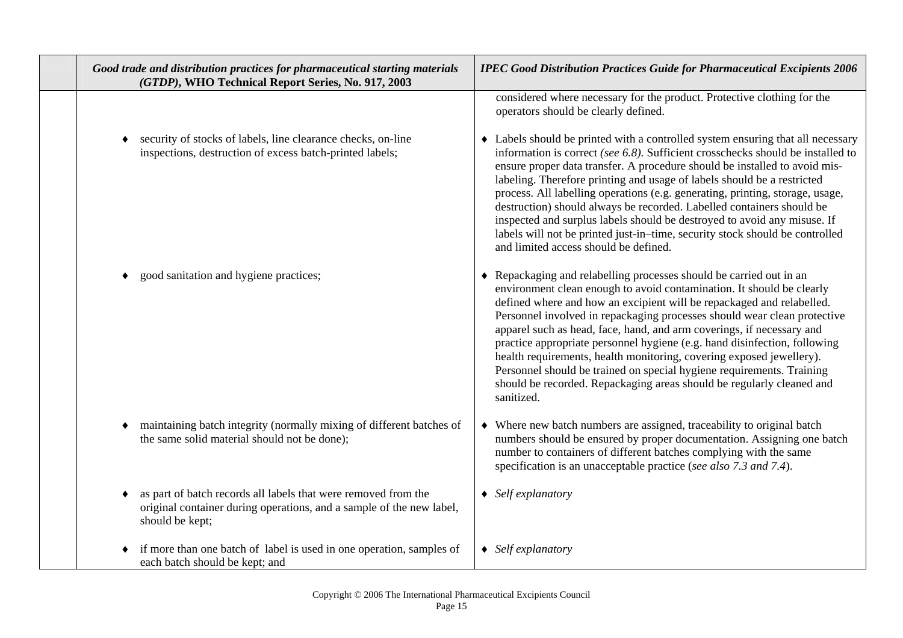| | *Good trade and distribution practices for pharmaceutical starting materials (GTDP)*, **WHO Technical Report Series, No. 917, 2003** | *IPEC Good Distribution Practices Guide for Pharmaceutical Excipients 2006* |
|---|---|---|
| | | considered where necessary for the product. Protective clothing for the operators should be clearly defined. |
| | ♦ security of stocks of labels, line clearance checks, on-line inspections, destruction of excess batch-printed labels; | ♦ Labels should be printed with a controlled system ensuring that all necessary information is correct *(see 6.8).* Sufficient crosschecks should be installed to ensure proper data transfer. A procedure should be installed to avoid mis-labeling. Therefore printing and usage of labels should be a restricted process. All labelling operations (e.g. generating, printing, storage, usage, destruction) should always be recorded. Labelled containers should be inspected and surplus labels should be destroyed to avoid any misuse. If labels will not be printed just-in–time, security stock should be controlled and limited access should be defined. |
| | ♦ good sanitation and hygiene practices; | ♦ Repackaging and relabelling processes should be carried out in an environment clean enough to avoid contamination. It should be clearly defined where and how an excipient will be repackaged and relabelled. Personnel involved in repackaging processes should wear clean protective apparel such as head, face, hand, and arm coverings, if necessary and practice appropriate personnel hygiene (e.g. hand disinfection, following health requirements, health monitoring, covering exposed jewellery). Personnel should be trained on special hygiene requirements. Training should be recorded. Repackaging areas should be regularly cleaned and sanitized. |
| | ♦ maintaining batch integrity (normally mixing of different batches of the same solid material should not be done); | ♦ Where new batch numbers are assigned, traceability to original batch numbers should be ensured by proper documentation. Assigning one batch number to containers of different batches complying with the same specification is an unacceptable practice (*see also 7.3 and 7.4*). |
| | ♦ as part of batch records all labels that were removed from the original container during operations, and a sample of the new label, should be kept; | ♦ *Self explanatory* |
| | ♦ if more than one batch of label is used in one operation, samples of each batch should be kept; and | ♦ *Self explanatory* |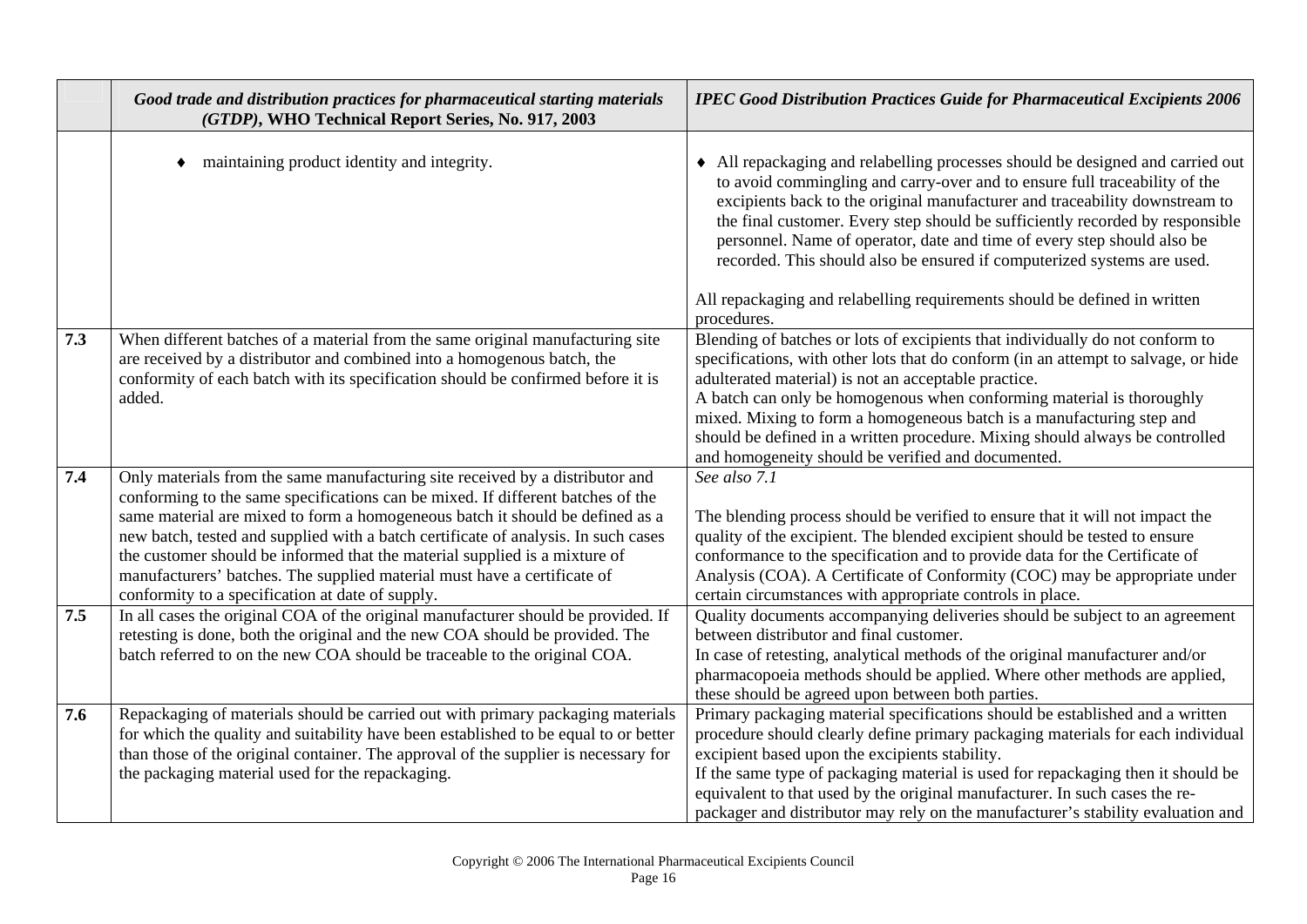| | *Good trade and distribution practices for pharmaceutical starting materials (GTDP)*, **WHO Technical Report Series, No. 917, 2003** | ***IPEC Good Distribution Practices Guide for Pharmaceutical Excipients 2006*** |
|---|---|---|
| | ♦ maintaining product identity and integrity. | ♦ All repackaging and relabelling processes should be designed and carried out to avoid commingling and carry-over and to ensure full traceability of the excipients back to the original manufacturer and traceability downstream to the final customer. Every step should be sufficiently recorded by responsible personnel. Name of operator, date and time of every step should also be recorded. This should also be ensured if computerized systems are used.<br><br>All repackaging and relabelling requirements should be defined in written procedures. |
| **7.3** | When different batches of a material from the same original manufacturing site are received by a distributor and combined into a homogenous batch, the conformity of each batch with its specification should be confirmed before it is added. | Blending of batches or lots of excipients that individually do not conform to specifications, with other lots that do conform (in an attempt to salvage, or hide adulterated material) is not an acceptable practice.<br>A batch can only be homogenous when conforming material is thoroughly mixed. Mixing to form a homogeneous batch is a manufacturing step and should be defined in a written procedure. Mixing should always be controlled and homogeneity should be verified and documented. |
| **7.4** | Only materials from the same manufacturing site received by a distributor and conforming to the same specifications can be mixed. If different batches of the same material are mixed to form a homogeneous batch it should be defined as a new batch, tested and supplied with a batch certificate of analysis. In such cases the customer should be informed that the material supplied is a mixture of manufacturers' batches. The supplied material must have a certificate of conformity to a specification at date of supply. | *See also 7.1*<br><br>The blending process should be verified to ensure that it will not impact the quality of the excipient. The blended excipient should be tested to ensure conformance to the specification and to provide data for the Certificate of Analysis (COA). A Certificate of Conformity (COC) may be appropriate under certain circumstances with appropriate controls in place. |
| **7.5** | In all cases the original COA of the original manufacturer should be provided. If retesting is done, both the original and the new COA should be provided. The batch referred to on the new COA should be traceable to the original COA. | Quality documents accompanying deliveries should be subject to an agreement between distributor and final customer.<br>In case of retesting, analytical methods of the original manufacturer and/or pharmacopoeia methods should be applied. Where other methods are applied, these should be agreed upon between both parties. |
| **7.6** | Repackaging of materials should be carried out with primary packaging materials for which the quality and suitability have been established to be equal to or better than those of the original container. The approval of the supplier is necessary for the packaging material used for the repackaging. | Primary packaging material specifications should be established and a written procedure should clearly define primary packaging materials for each individual excipient based upon the excipients stability.<br>If the same type of packaging material is used for repackaging then it should be equivalent to that used by the original manufacturer. In such cases the re-packager and distributor may rely on the manufacturer's stability evaluation and |

Copyright © 2006 The International Pharmaceutical Excipients Council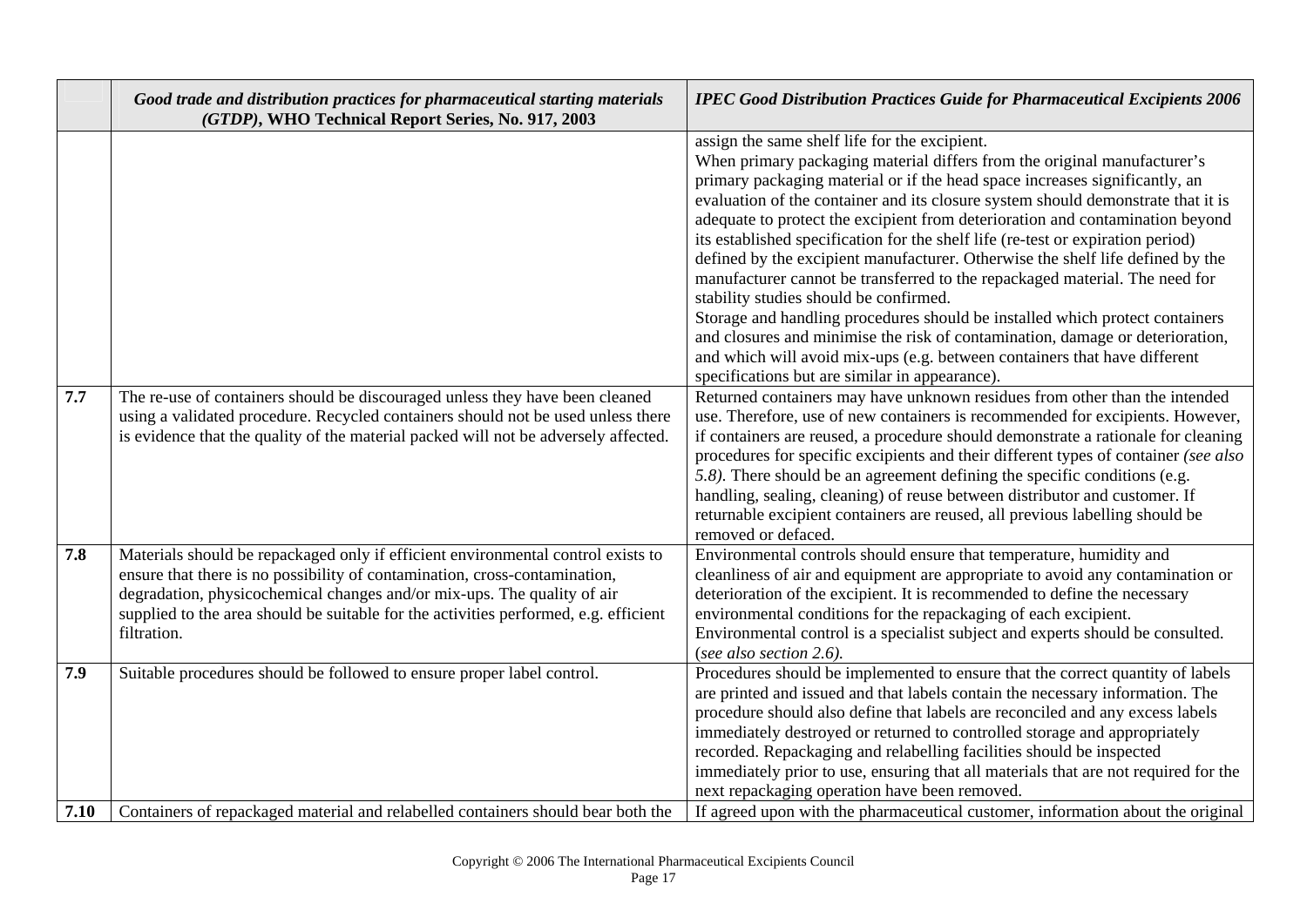| | *Good trade and distribution practices for pharmaceutical starting materials (GTDP)*, **WHO Technical Report Series, No. 917, 2003** | *IPEC Good Distribution Practices Guide for Pharmaceutical Excipients 2006* |
|---|---|---|
| | | assign the same shelf life for the excipient. When primary packaging material differs from the original manufacturer's primary packaging material or if the head space increases significantly, an evaluation of the container and its closure system should demonstrate that it is adequate to protect the excipient from deterioration and contamination beyond its established specification for the shelf life (re-test or expiration period) defined by the excipient manufacturer. Otherwise the shelf life defined by the manufacturer cannot be transferred to the repackaged material. The need for stability studies should be confirmed. Storage and handling procedures should be installed which protect containers and closures and minimise the risk of contamination, damage or deterioration, and which will avoid mix-ups (e.g. between containers that have different specifications but are similar in appearance). |
| **7.7** | The re-use of containers should be discouraged unless they have been cleaned using a validated procedure. Recycled containers should not be used unless there is evidence that the quality of the material packed will not be adversely affected. | Returned containers may have unknown residues from other than the intended use. Therefore, use of new containers is recommended for excipients. However, if containers are reused, a procedure should demonstrate a rationale for cleaning procedures for specific excipients and their different types of container *(see also 5.8)*. There should be an agreement defining the specific conditions (e.g. handling, sealing, cleaning) of reuse between distributor and customer. If returnable excipient containers are reused, all previous labelling should be removed or defaced. |
| **7.8** | Materials should be repackaged only if efficient environmental control exists to ensure that there is no possibility of contamination, cross-contamination, degradation, physicochemical changes and/or mix-ups. The quality of air supplied to the area should be suitable for the activities performed, e.g. efficient filtration. | Environmental controls should ensure that temperature, humidity and cleanliness of air and equipment are appropriate to avoid any contamination or deterioration of the excipient. It is recommended to define the necessary environmental conditions for the repackaging of each excipient. Environmental control is a specialist subject and experts should be consulted. (*see also section 2.6)*. |
| **7.9** | Suitable procedures should be followed to ensure proper label control. | Procedures should be implemented to ensure that the correct quantity of labels are printed and issued and that labels contain the necessary information. The procedure should also define that labels are reconciled and any excess labels immediately destroyed or returned to controlled storage and appropriately recorded. Repackaging and relabelling facilities should be inspected immediately prior to use, ensuring that all materials that are not required for the next repackaging operation have been removed. |
| **7.10** | Containers of repackaged material and relabelled containers should bear both the | If agreed upon with the pharmaceutical customer, information about the original |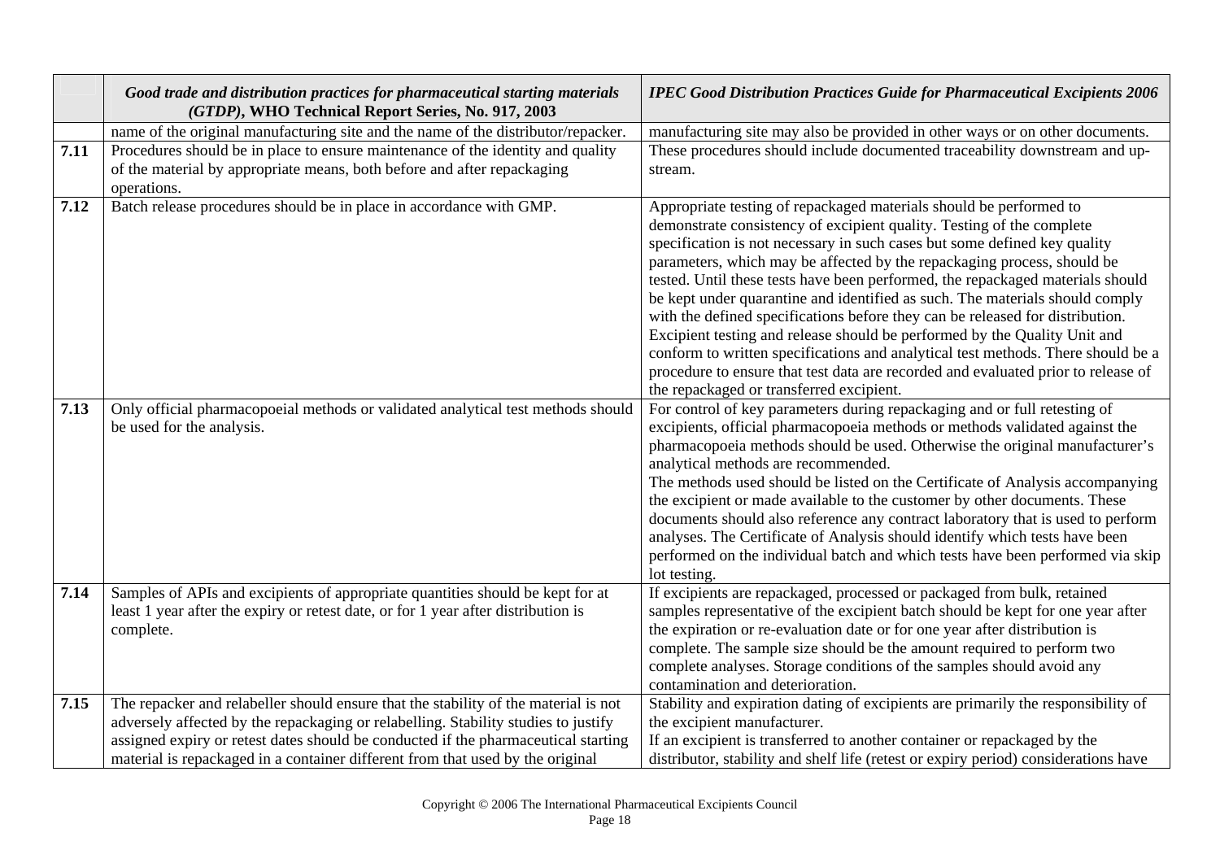| | *Good trade and distribution practices for pharmaceutical starting materials (GTDP)*, **WHO Technical Report Series, No. 917, 2003** | *IPEC Good Distribution Practices Guide for Pharmaceutical Excipients 2006* |
|---|---|---|
| | name of the original manufacturing site and the name of the distributor/repacker. | manufacturing site may also be provided in other ways or on other documents. |
| **7.11** | Procedures should be in place to ensure maintenance of the identity and quality of the material by appropriate means, both before and after repackaging operations. | These procedures should include documented traceability downstream and up-stream. |
| **7.12** | Batch release procedures should be in place in accordance with GMP. | Appropriate testing of repackaged materials should be performed to demonstrate consistency of excipient quality. Testing of the complete specification is not necessary in such cases but some defined key quality parameters, which may be affected by the repackaging process, should be tested. Until these tests have been performed, the repackaged materials should be kept under quarantine and identified as such. The materials should comply with the defined specifications before they can be released for distribution. Excipient testing and release should be performed by the Quality Unit and conform to written specifications and analytical test methods. There should be a procedure to ensure that test data are recorded and evaluated prior to release of the repackaged or transferred excipient. |
| **7.13** | Only official pharmacopoeial methods or validated analytical test methods should be used for the analysis. | For control of key parameters during repackaging and or full retesting of excipients, official pharmacopoeia methods or methods validated against the pharmacopoeia methods should be used. Otherwise the original manufacturer's analytical methods are recommended. The methods used should be listed on the Certificate of Analysis accompanying the excipient or made available to the customer by other documents. These documents should also reference any contract laboratory that is used to perform analyses. The Certificate of Analysis should identify which tests have been performed on the individual batch and which tests have been performed via skip lot testing. |
| **7.14** | Samples of APIs and excipients of appropriate quantities should be kept for at least 1 year after the expiry or retest date, or for 1 year after distribution is complete. | If excipients are repackaged, processed or packaged from bulk, retained samples representative of the excipient batch should be kept for one year after the expiration or re-evaluation date or for one year after distribution is complete. The sample size should be the amount required to perform two complete analyses. Storage conditions of the samples should avoid any contamination and deterioration. |
| **7.15** | The repacker and relabeller should ensure that the stability of the material is not adversely affected by the repackaging or relabelling. Stability studies to justify assigned expiry or retest dates should be conducted if the pharmaceutical starting material is repackaged in a container different from that used by the original | Stability and expiration dating of excipients are primarily the responsibility of the excipient manufacturer. If an excipient is transferred to another container or repackaged by the distributor, stability and shelf life (retest or expiry period) considerations have |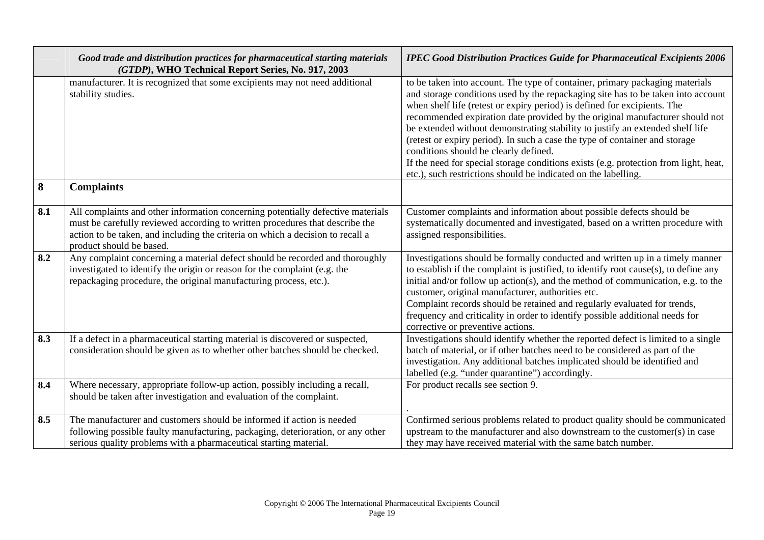|  | *Good trade and distribution practices for pharmaceutical starting materials (GTDP)*, **WHO Technical Report Series, No. 917, 2003** | ***IPEC Good Distribution Practices Guide for Pharmaceutical Excipients 2006*** |
|---|---|---|
|  | manufacturer. It is recognized that some excipients may not need additional stability studies. | to be taken into account. The type of container, primary packaging materials and storage conditions used by the repackaging site has to be taken into account when shelf life (retest or expiry period) is defined for excipients. The recommended expiration date provided by the original manufacturer should not be extended without demonstrating stability to justify an extended shelf life (retest or expiry period). In such a case the type of container and storage conditions should be clearly defined.<br>If the need for special storage conditions exists (e.g. protection from light, heat, etc.), such restrictions should be indicated on the labelling. |
| **8** | **Complaints** |  |
| **8.1** | All complaints and other information concerning potentially defective materials must be carefully reviewed according to written procedures that describe the action to be taken, and including the criteria on which a decision to recall a product should be based. | Customer complaints and information about possible defects should be systematically documented and investigated, based on a written procedure with assigned responsibilities. |
| **8.2** | Any complaint concerning a material defect should be recorded and thoroughly investigated to identify the origin or reason for the complaint (e.g. the repackaging procedure, the original manufacturing process, etc.). | Investigations should be formally conducted and written up in a timely manner to establish if the complaint is justified, to identify root cause(s), to define any initial and/or follow up action(s), and the method of communication, e.g. to the customer, original manufacturer, authorities etc.<br>Complaint records should be retained and regularly evaluated for trends, frequency and criticality in order to identify possible additional needs for corrective or preventive actions. |
| **8.3** | If a defect in a pharmaceutical starting material is discovered or suspected, consideration should be given as to whether other batches should be checked. | Investigations should identify whether the reported defect is limited to a single batch of material, or if other batches need to be considered as part of the investigation. Any additional batches implicated should be identified and labelled (e.g. "under quarantine") accordingly. |
| **8.4** | Where necessary, appropriate follow-up action, possibly including a recall, should be taken after investigation and evaluation of the complaint. | For product recalls see section 9.<br>. |
| **8.5** | The manufacturer and customers should be informed if action is needed following possible faulty manufacturing, packaging, deterioration, or any other serious quality problems with a pharmaceutical starting material. | Confirmed serious problems related to product quality should be communicated upstream to the manufacturer and also downstream to the customer(s) in case they may have received material with the same batch number. |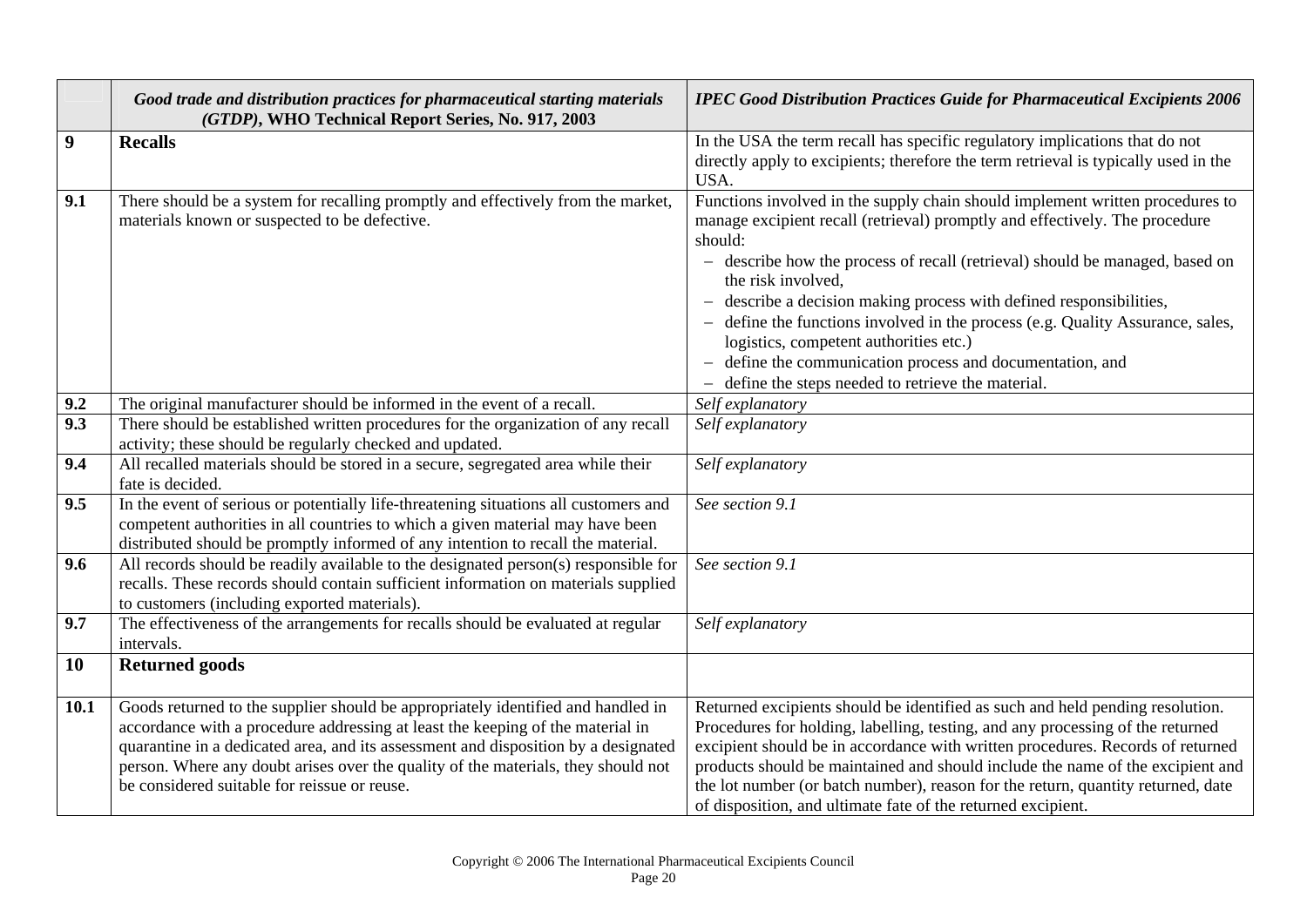| | *Good trade and distribution practices for pharmaceutical starting materials (GTDP)*, **WHO Technical Report Series, No. 917, 2003** | ***IPEC Good Distribution Practices Guide for Pharmaceutical Excipients 2006*** |
|---|---|---|
| **9** | **Recalls** | In the USA the term recall has specific regulatory implications that do not directly apply to excipients; therefore the term retrieval is typically used in the USA. |
| **9.1** | There should be a system for recalling promptly and effectively from the market, materials known or suspected to be defective. | Functions involved in the supply chain should implement written procedures to manage excipient recall (retrieval) promptly and effectively. The procedure should: <br>– describe how the process of recall (retrieval) should be managed, based on the risk involved, <br>– describe a decision making process with defined responsibilities, <br>– define the functions involved in the process (e.g. Quality Assurance, sales, logistics, competent authorities etc.) <br>– define the communication process and documentation, and <br>– define the steps needed to retrieve the material. |
| **9.2** | The original manufacturer should be informed in the event of a recall. | *Self explanatory* |
| **9.3** | There should be established written procedures for the organization of any recall activity; these should be regularly checked and updated. | *Self explanatory* |
| **9.4** | All recalled materials should be stored in a secure, segregated area while their fate is decided. | *Self explanatory* |
| **9.5** | In the event of serious or potentially life-threatening situations all customers and competent authorities in all countries to which a given material may have been distributed should be promptly informed of any intention to recall the material. | *See section 9.1* |
| **9.6** | All records should be readily available to the designated person(s) responsible for recalls. These records should contain sufficient information on materials supplied to customers (including exported materials). | *See section 9.1* |
| **9.7** | The effectiveness of the arrangements for recalls should be evaluated at regular intervals. | *Self explanatory* |
| **10** | **Returned goods** | |
| **10.1** | Goods returned to the supplier should be appropriately identified and handled in accordance with a procedure addressing at least the keeping of the material in quarantine in a dedicated area, and its assessment and disposition by a designated person. Where any doubt arises over the quality of the materials, they should not be considered suitable for reissue or reuse. | Returned excipients should be identified as such and held pending resolution. Procedures for holding, labelling, testing, and any processing of the returned excipient should be in accordance with written procedures. Records of returned products should be maintained and should include the name of the excipient and the lot number (or batch number), reason for the return, quantity returned, date of disposition, and ultimate fate of the returned excipient. |

Copyright © 2006 The International Pharmaceutical Excipients Council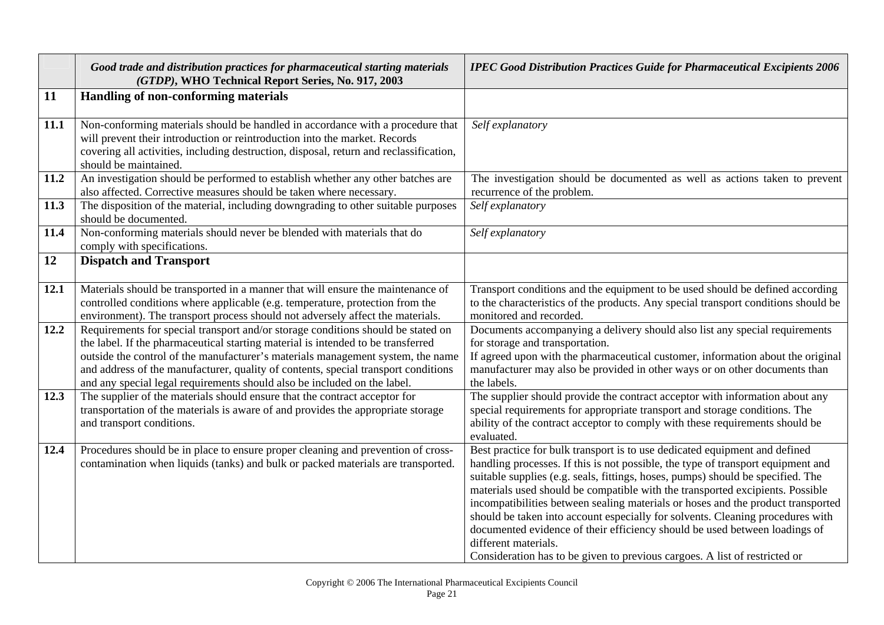| | *Good trade and distribution practices for pharmaceutical starting materials (GTDP)*, **WHO Technical Report Series, No. 917, 2003** | ***IPEC Good Distribution Practices Guide for Pharmaceutical Excipients 2006*** |
|---|---|---|
| **11** | **Handling of non-conforming materials** | |
| **11.1** | Non-conforming materials should be handled in accordance with a procedure that will prevent their introduction or reintroduction into the market. Records covering all activities, including destruction, disposal, return and reclassification, should be maintained. | *Self explanatory* |
| **11.2** | An investigation should be performed to establish whether any other batches are also affected. Corrective measures should be taken where necessary. | The investigation should be documented as well as actions taken to prevent recurrence of the problem. |
| **11.3** | The disposition of the material, including downgrading to other suitable purposes should be documented. | *Self explanatory* |
| **11.4** | Non-conforming materials should never be blended with materials that do comply with specifications. | *Self explanatory* |
| **12** | **Dispatch and Transport** | |
| **12.1** | Materials should be transported in a manner that will ensure the maintenance of controlled conditions where applicable (e.g. temperature, protection from the environment). The transport process should not adversely affect the materials. | Transport conditions and the equipment to be used should be defined according to the characteristics of the products. Any special transport conditions should be monitored and recorded. |
| **12.2** | Requirements for special transport and/or storage conditions should be stated on the label. If the pharmaceutical starting material is intended to be transferred outside the control of the manufacturer's materials management system, the name and address of the manufacturer, quality of contents, special transport conditions and any special legal requirements should also be included on the label. | Documents accompanying a delivery should also list any special requirements for storage and transportation.<br>If agreed upon with the pharmaceutical customer, information about the original manufacturer may also be provided in other ways or on other documents than the labels. |
| **12.3** | The supplier of the materials should ensure that the contract acceptor for transportation of the materials is aware of and provides the appropriate storage and transport conditions. | The supplier should provide the contract acceptor with information about any special requirements for appropriate transport and storage conditions. The ability of the contract acceptor to comply with these requirements should be evaluated. |
| **12.4** | Procedures should be in place to ensure proper cleaning and prevention of cross-contamination when liquids (tanks) and bulk or packed materials are transported. | Best practice for bulk transport is to use dedicated equipment and defined handling processes. If this is not possible, the type of transport equipment and suitable supplies (e.g. seals, fittings, hoses, pumps) should be specified. The materials used should be compatible with the transported excipients. Possible incompatibilities between sealing materials or hoses and the product transported should be taken into account especially for solvents. Cleaning procedures with documented evidence of their efficiency should be used between loadings of different materials.<br>Consideration has to be given to previous cargoes. A list of restricted or |

Copyright © 2006 The International Pharmaceutical Excipients Council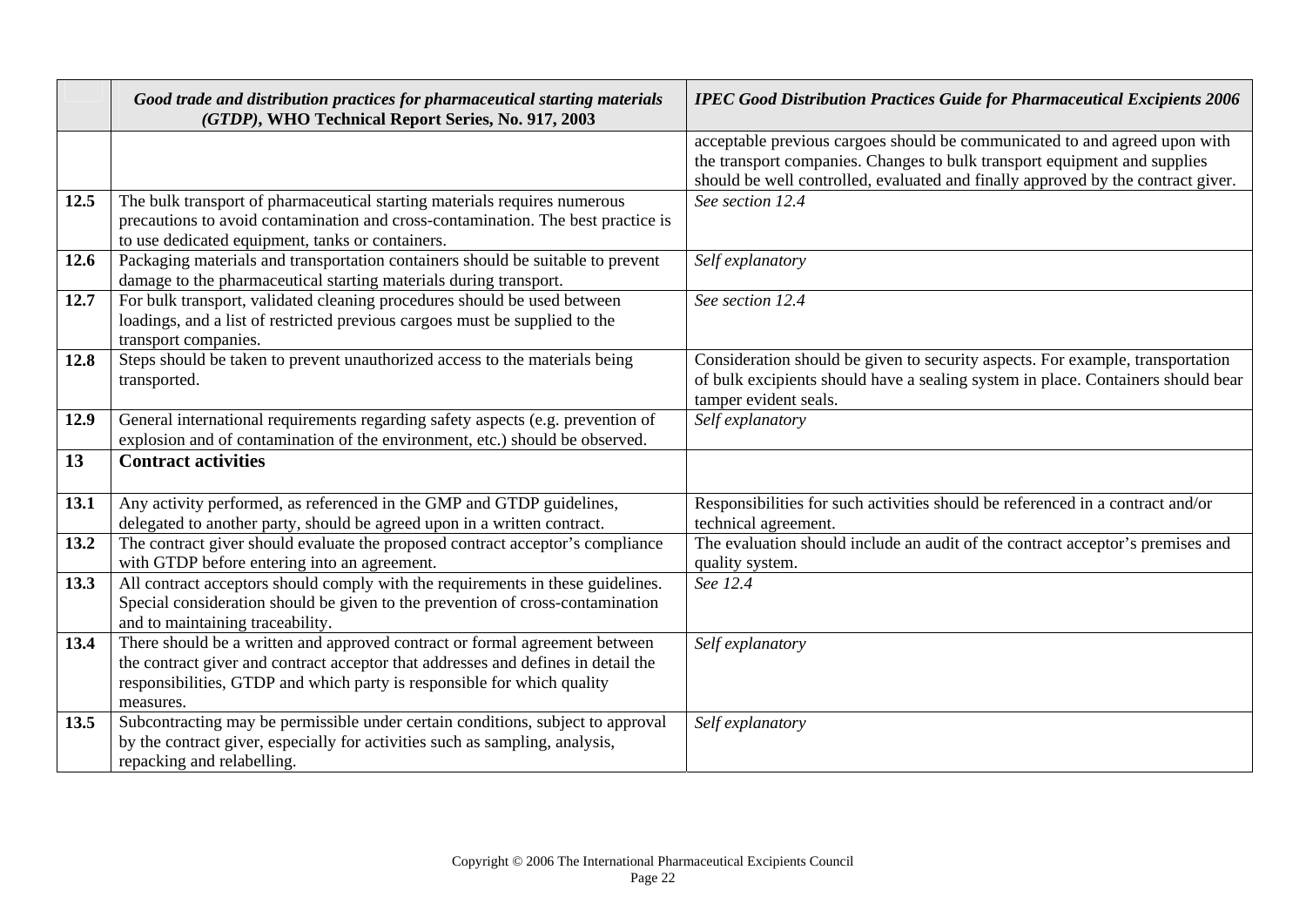| | *Good trade and distribution practices for pharmaceutical starting materials (GTDP)*, **WHO Technical Report Series, No. 917, 2003** | *IPEC Good Distribution Practices Guide for Pharmaceutical Excipients 2006* |
|---|---|---|
| | | acceptable previous cargoes should be communicated to and agreed upon with the transport companies. Changes to bulk transport equipment and supplies should be well controlled, evaluated and finally approved by the contract giver. |
| **12.5** | The bulk transport of pharmaceutical starting materials requires numerous precautions to avoid contamination and cross-contamination. The best practice is to use dedicated equipment, tanks or containers. | *See section 12.4* |
| **12.6** | Packaging materials and transportation containers should be suitable to prevent damage to the pharmaceutical starting materials during transport. | *Self explanatory* |
| **12.7** | For bulk transport, validated cleaning procedures should be used between loadings, and a list of restricted previous cargoes must be supplied to the transport companies. | *See section 12.4* |
| **12.8** | Steps should be taken to prevent unauthorized access to the materials being transported. | Consideration should be given to security aspects. For example, transportation of bulk excipients should have a sealing system in place. Containers should bear tamper evident seals. |
| **12.9** | General international requirements regarding safety aspects (e.g. prevention of explosion and of contamination of the environment, etc.) should be observed. | *Self explanatory* |
| **13** | **Contract activities** | |
| **13.1** | Any activity performed, as referenced in the GMP and GTDP guidelines, delegated to another party, should be agreed upon in a written contract. | Responsibilities for such activities should be referenced in a contract and/or technical agreement. |
| **13.2** | The contract giver should evaluate the proposed contract acceptor's compliance with GTDP before entering into an agreement. | The evaluation should include an audit of the contract acceptor's premises and quality system. |
| **13.3** | All contract acceptors should comply with the requirements in these guidelines. Special consideration should be given to the prevention of cross-contamination and to maintaining traceability. | *See 12.4* |
| **13.4** | There should be a written and approved contract or formal agreement between the contract giver and contract acceptor that addresses and defines in detail the responsibilities, GTDP and which party is responsible for which quality measures. | *Self explanatory* |
| **13.5** | Subcontracting may be permissible under certain conditions, subject to approval by the contract giver, especially for activities such as sampling, analysis, repacking and relabelling. | *Self explanatory* |

Copyright © 2006 The International Pharmaceutical Excipients Council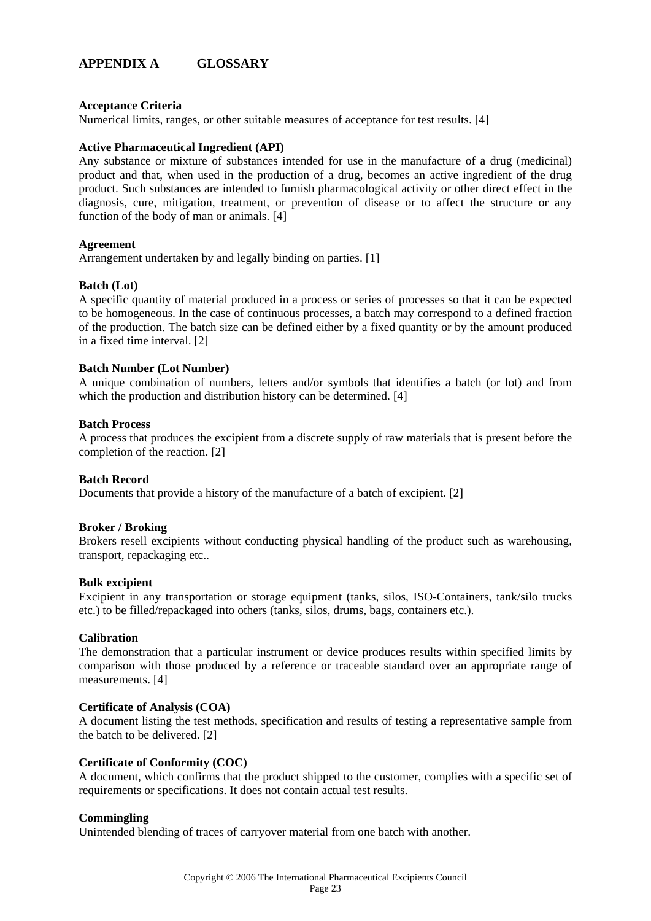# APPENDIX A GLOSSARY

**Acceptance Criteria**
Numerical limits, ranges, or other suitable measures of acceptance for test results. [4]

**Active Pharmaceutical Ingredient (API)**
Any substance or mixture of substances intended for use in the manufacture of a drug (medicinal) product and that, when used in the production of a drug, becomes an active ingredient of the drug product. Such substances are intended to furnish pharmacological activity or other direct effect in the diagnosis, cure, mitigation, treatment, or prevention of disease or to affect the structure or any function of the body of man or animals. [4]

**Agreement**
Arrangement undertaken by and legally binding on parties. [1]

**Batch (Lot)**
A specific quantity of material produced in a process or series of processes so that it can be expected to be homogeneous. In the case of continuous processes, a batch may correspond to a defined fraction of the production. The batch size can be defined either by a fixed quantity or by the amount produced in a fixed time interval. [2]

**Batch Number (Lot Number)**
A unique combination of numbers, letters and/or symbols that identifies a batch (or lot) and from which the production and distribution history can be determined. [4]

**Batch Process**
A process that produces the excipient from a discrete supply of raw materials that is present before the completion of the reaction. [2]

**Batch Record**
Documents that provide a history of the manufacture of a batch of excipient. [2]

**Broker / Broking**
Brokers resell excipients without conducting physical handling of the product such as warehousing, transport, repackaging etc..

**Bulk excipient**
Excipient in any transportation or storage equipment (tanks, silos, ISO-Containers, tank/silo trucks etc.) to be filled/repackaged into others (tanks, silos, drums, bags, containers etc.).

**Calibration**
The demonstration that a particular instrument or device produces results within specified limits by comparison with those produced by a reference or traceable standard over an appropriate range of measurements. [4]

**Certificate of Analysis (COA)**
A document listing the test methods, specification and results of testing a representative sample from the batch to be delivered. [2]

**Certificate of Conformity (COC)**
A document, which confirms that the product shipped to the customer, complies with a specific set of requirements or specifications. It does not contain actual test results.

**Commingling**
Unintended blending of traces of carryover material from one batch with another.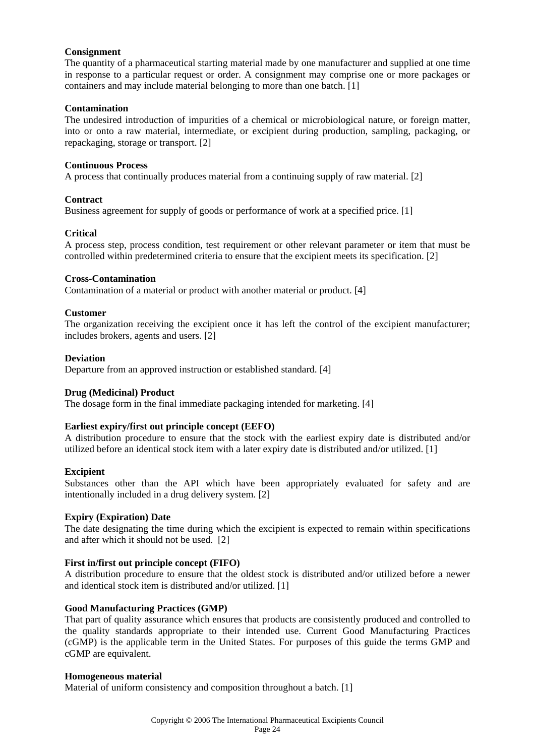**Consignment**
The quantity of a pharmaceutical starting material made by one manufacturer and supplied at one time in response to a particular request or order. A consignment may comprise one or more packages or containers and may include material belonging to more than one batch. [1]

**Contamination**
The undesired introduction of impurities of a chemical or microbiological nature, or foreign matter, into or onto a raw material, intermediate, or excipient during production, sampling, packaging, or repackaging, storage or transport. [2]

**Continuous Process**
A process that continually produces material from a continuing supply of raw material. [2]

**Contract**
Business agreement for supply of goods or performance of work at a specified price. [1]

**Critical**
A process step, process condition, test requirement or other relevant parameter or item that must be controlled within predetermined criteria to ensure that the excipient meets its specification. [2]

**Cross-Contamination**
Contamination of a material or product with another material or product. [4]

**Customer**
The organization receiving the excipient once it has left the control of the excipient manufacturer; includes brokers, agents and users. [2]

**Deviation**
Departure from an approved instruction or established standard. [4]

**Drug (Medicinal) Product**
The dosage form in the final immediate packaging intended for marketing. [4]

**Earliest expiry/first out principle concept (EEFO)**
A distribution procedure to ensure that the stock with the earliest expiry date is distributed and/or utilized before an identical stock item with a later expiry date is distributed and/or utilized. [1]

**Excipient**
Substances other than the API which have been appropriately evaluated for safety and are intentionally included in a drug delivery system. [2]

**Expiry (Expiration) Date**
The date designating the time during which the excipient is expected to remain within specifications and after which it should not be used. [2]

**First in/first out principle concept (FIFO)**
A distribution procedure to ensure that the oldest stock is distributed and/or utilized before a newer and identical stock item is distributed and/or utilized. [1]

**Good Manufacturing Practices (GMP)**
That part of quality assurance which ensures that products are consistently produced and controlled to the quality standards appropriate to their intended use. Current Good Manufacturing Practices (cGMP) is the applicable term in the United States. For purposes of this guide the terms GMP and cGMP are equivalent.

**Homogeneous material**
Material of uniform consistency and composition throughout a batch. [1]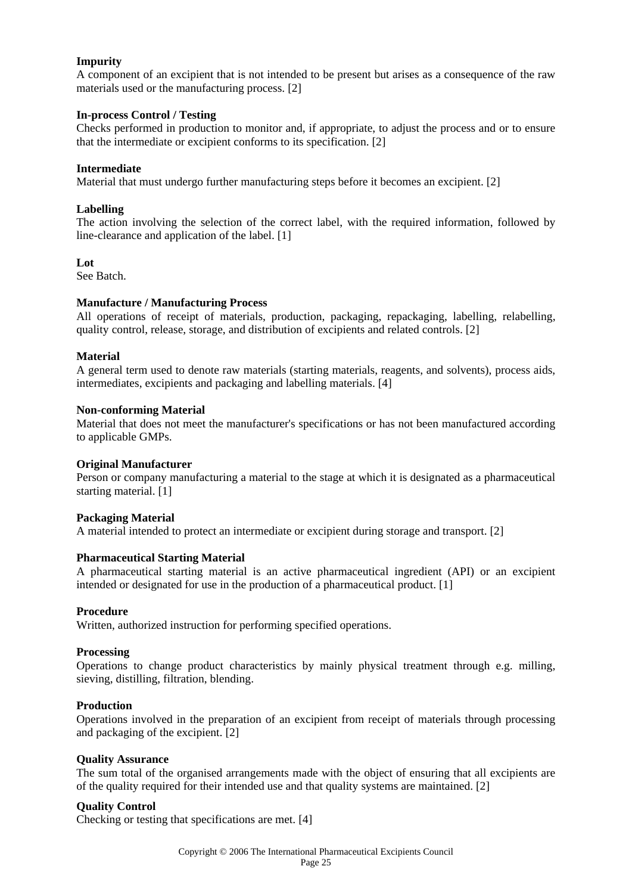**Impurity**
A component of an excipient that is not intended to be present but arises as a consequence of the raw materials used or the manufacturing process. [2]

**In-process Control / Testing**
Checks performed in production to monitor and, if appropriate, to adjust the process and or to ensure that the intermediate or excipient conforms to its specification. [2]

**Intermediate**
Material that must undergo further manufacturing steps before it becomes an excipient. [2]

**Labelling**
The action involving the selection of the correct label, with the required information, followed by line-clearance and application of the label. [1]

**Lot**
See Batch.

**Manufacture / Manufacturing Process**
All operations of receipt of materials, production, packaging, repackaging, labelling, relabelling, quality control, release, storage, and distribution of excipients and related controls. [2]

**Material**
A general term used to denote raw materials (starting materials, reagents, and solvents), process aids, intermediates, excipients and packaging and labelling materials. [4]

**Non-conforming Material**
Material that does not meet the manufacturer's specifications or has not been manufactured according to applicable GMPs.

**Original Manufacturer**
Person or company manufacturing a material to the stage at which it is designated as a pharmaceutical starting material. [1]

**Packaging Material**
A material intended to protect an intermediate or excipient during storage and transport. [2]

**Pharmaceutical Starting Material**
A pharmaceutical starting material is an active pharmaceutical ingredient (API) or an excipient intended or designated for use in the production of a pharmaceutical product. [1]

**Procedure**
Written, authorized instruction for performing specified operations.

**Processing**
Operations to change product characteristics by mainly physical treatment through e.g. milling, sieving, distilling, filtration, blending.

**Production**
Operations involved in the preparation of an excipient from receipt of materials through processing and packaging of the excipient. [2]

**Quality Assurance**
The sum total of the organised arrangements made with the object of ensuring that all excipients are of the quality required for their intended use and that quality systems are maintained. [2]

**Quality Control**
Checking or testing that specifications are met. [4]

Copyright © 2006 The International Pharmaceutical Excipients Council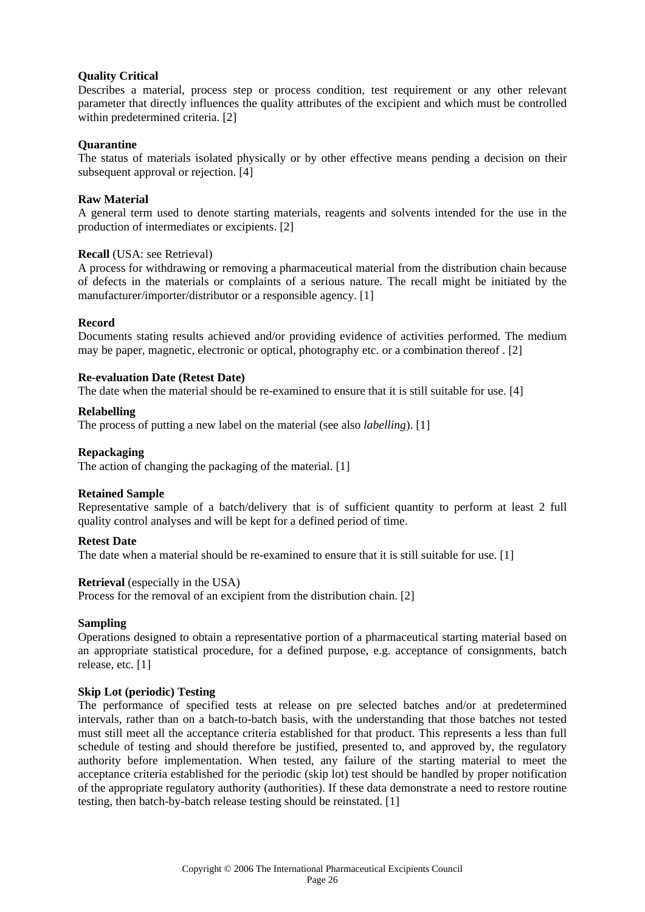**Quality Critical**
Describes a material, process step or process condition, test requirement or any other relevant parameter that directly influences the quality attributes of the excipient and which must be controlled within predetermined criteria. [2]

**Quarantine**
The status of materials isolated physically or by other effective means pending a decision on their subsequent approval or rejection. [4]

**Raw Material**
A general term used to denote starting materials, reagents and solvents intended for the use in the production of intermediates or excipients. [2]

**Recall** (USA: see Retrieval)
A process for withdrawing or removing a pharmaceutical material from the distribution chain because of defects in the materials or complaints of a serious nature. The recall might be initiated by the manufacturer/importer/distributor or a responsible agency. [1]

**Record**
Documents stating results achieved and/or providing evidence of activities performed. The medium may be paper, magnetic, electronic or optical, photography etc. or a combination thereof . [2]

**Re-evaluation Date (Retest Date)**
The date when the material should be re-examined to ensure that it is still suitable for use. [4]

**Relabelling**
The process of putting a new label on the material (see also *labelling*). [1]

**Repackaging**
The action of changing the packaging of the material. [1]

**Retained Sample**
Representative sample of a batch/delivery that is of sufficient quantity to perform at least 2 full quality control analyses and will be kept for a defined period of time.

**Retest Date**
The date when a material should be re-examined to ensure that it is still suitable for use. [1]

**Retrieval** (especially in the USA)
Process for the removal of an excipient from the distribution chain. [2]

**Sampling**
Operations designed to obtain a representative portion of a pharmaceutical starting material based on an appropriate statistical procedure, for a defined purpose, e.g. acceptance of consignments, batch release, etc. [1]

**Skip Lot (periodic) Testing**
The performance of specified tests at release on pre selected batches and/or at predetermined intervals, rather than on a batch-to-batch basis, with the understanding that those batches not tested must still meet all the acceptance criteria established for that product. This represents a less than full schedule of testing and should therefore be justified, presented to, and approved by, the regulatory authority before implementation. When tested, any failure of the starting material to meet the acceptance criteria established for the periodic (skip lot) test should be handled by proper notification of the appropriate regulatory authority (authorities). If these data demonstrate a need to restore routine testing, then batch-by-batch release testing should be reinstated. [1]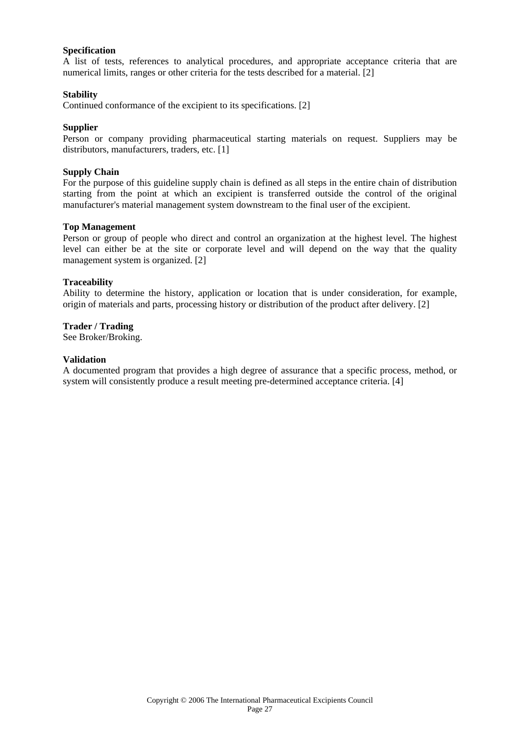**Specification**
A list of tests, references to analytical procedures, and appropriate acceptance criteria that are numerical limits, ranges or other criteria for the tests described for a material. [2]

**Stability**
Continued conformance of the excipient to its specifications. [2]

**Supplier**
Person or company providing pharmaceutical starting materials on request. Suppliers may be distributors, manufacturers, traders, etc. [1]

**Supply Chain**
For the purpose of this guideline supply chain is defined as all steps in the entire chain of distribution starting from the point at which an excipient is transferred outside the control of the original manufacturer's material management system downstream to the final user of the excipient.

**Top Management**
Person or group of people who direct and control an organization at the highest level. The highest level can either be at the site or corporate level and will depend on the way that the quality management system is organized. [2]

**Traceability**
Ability to determine the history, application or location that is under consideration, for example, origin of materials and parts, processing history or distribution of the product after delivery. [2]

**Trader / Trading**
See Broker/Broking.

**Validation**
A documented program that provides a high degree of assurance that a specific process, method, or system will consistently produce a result meeting pre-determined acceptance criteria. [4]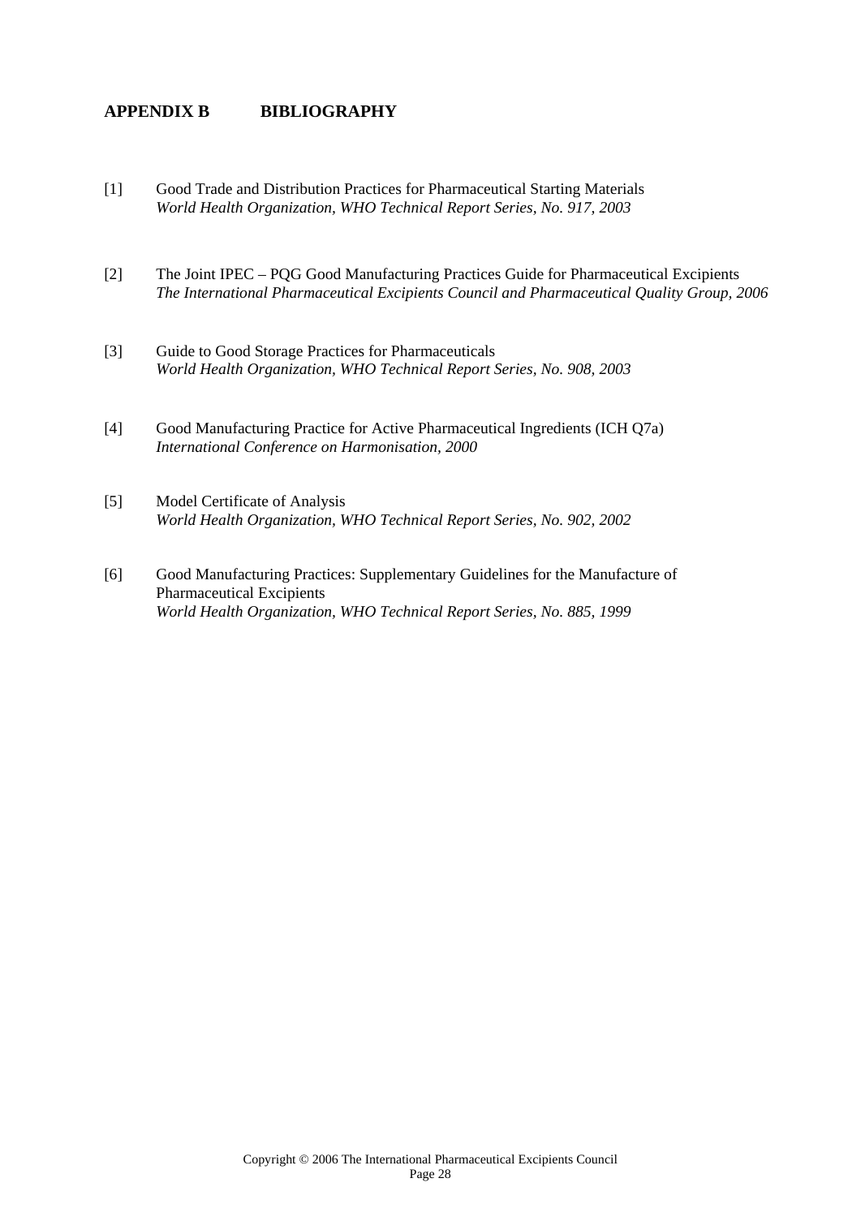## APPENDIX B BIBLIOGRAPHY

[1] Good Trade and Distribution Practices for Pharmaceutical Starting Materials
*World Health Organization, WHO Technical Report Series, No. 917, 2003*

[2] The Joint IPEC – PQG Good Manufacturing Practices Guide for Pharmaceutical Excipients
*The International Pharmaceutical Excipients Council and Pharmaceutical Quality Group, 2006*

[3] Guide to Good Storage Practices for Pharmaceuticals
*World Health Organization, WHO Technical Report Series, No. 908, 2003*

[4] Good Manufacturing Practice for Active Pharmaceutical Ingredients (ICH Q7a)
*International Conference on Harmonisation, 2000*

[5] Model Certificate of Analysis
*World Health Organization, WHO Technical Report Series, No. 902, 2002*

[6] Good Manufacturing Practices: Supplementary Guidelines for the Manufacture of Pharmaceutical Excipients
*World Health Organization, WHO Technical Report Series, No. 885, 1999*